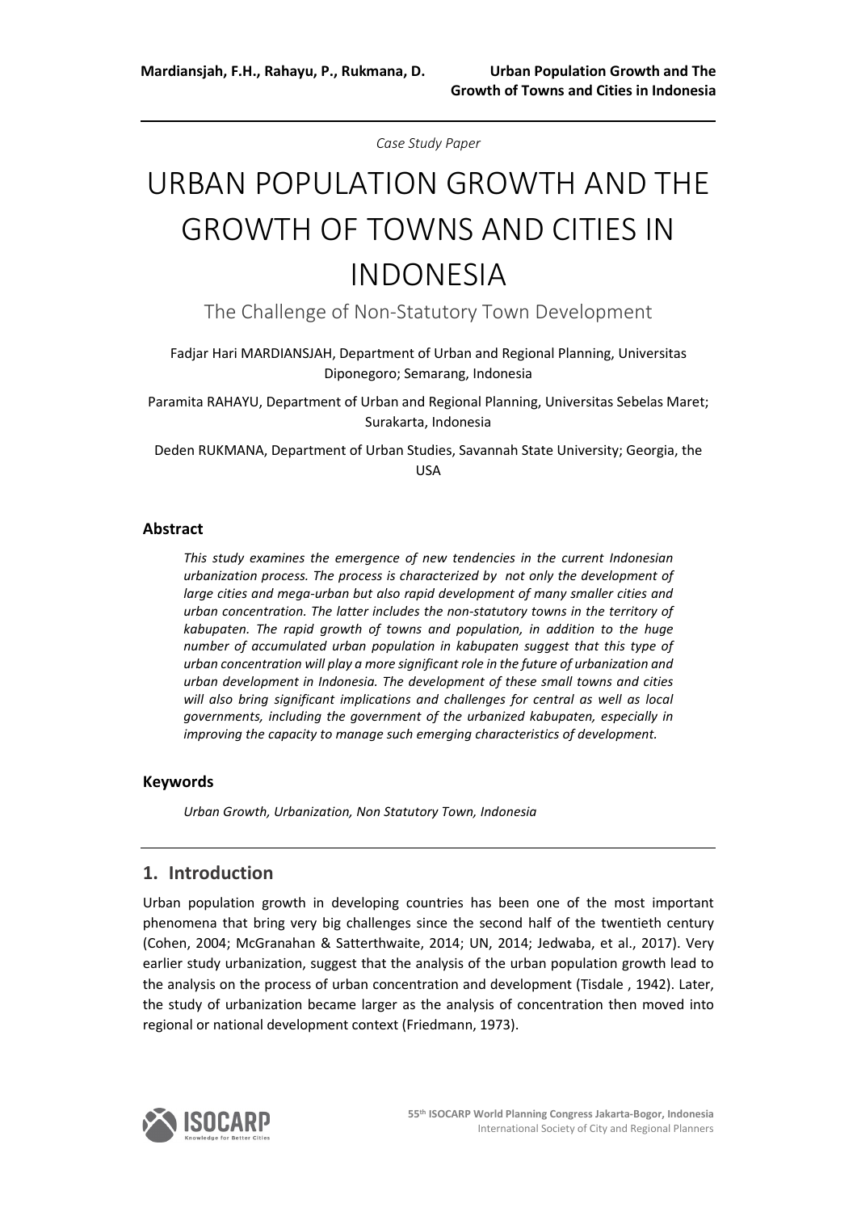*Case Study Paper*

# URBAN POPULATION GROWTH AND THE GROWTH OF TOWNS AND CITIES IN INDONESIA

## The Challenge of Non-Statutory Town Development

Fadjar Hari MARDIANSJAH, Department of Urban and Regional Planning, Universitas Diponegoro; Semarang, Indonesia

Paramita RAHAYU, Department of Urban and Regional Planning, Universitas Sebelas Maret; Surakarta, Indonesia

Deden RUKMANA, Department of Urban Studies, Savannah State University; Georgia, the USA

### Abstract

*This study examines the emergence of new tendencies in the current Indonesian urbanization process. The process is characterized by not only the development of large cities and mega-urban but also rapid development of many smaller cities and urban concentration. The latter includes the non-statutory towns in the territory of kabupaten. The rapid growth of towns and population, in addition to the huge number of accumulated urban population in kabupaten suggest that this type of urban concentration will play a more significant role in the future of urbanization and urban development in Indonesia. The development of these small towns and cities will also bring significant implications and challenges for central as well as local governments, including the government of the urbanized kabupaten, especially in improving the capacity to manage such emerging characteristics of development.*

### Keywords

*Urban Growth, Urbanization, Non Statutory Town, Indonesia*

## 1. Introduction

Urban population growth in developing countries has been one of the most important phenomena that bring very big challenges since the second half of the twentieth century (Cohen, 2004; McGranahan & Satterthwaite, 2014; UN, 2014; Jedwaba, et al., 2017). Very earlier study urbanization, suggest that the analysis of the urban population growth lead to the analysis on the process of urban concentration and development (Tisdale , 1942). Later, the study of urbanization became larger as the analysis of concentration then moved into regional or national development context (Friedmann, 1973).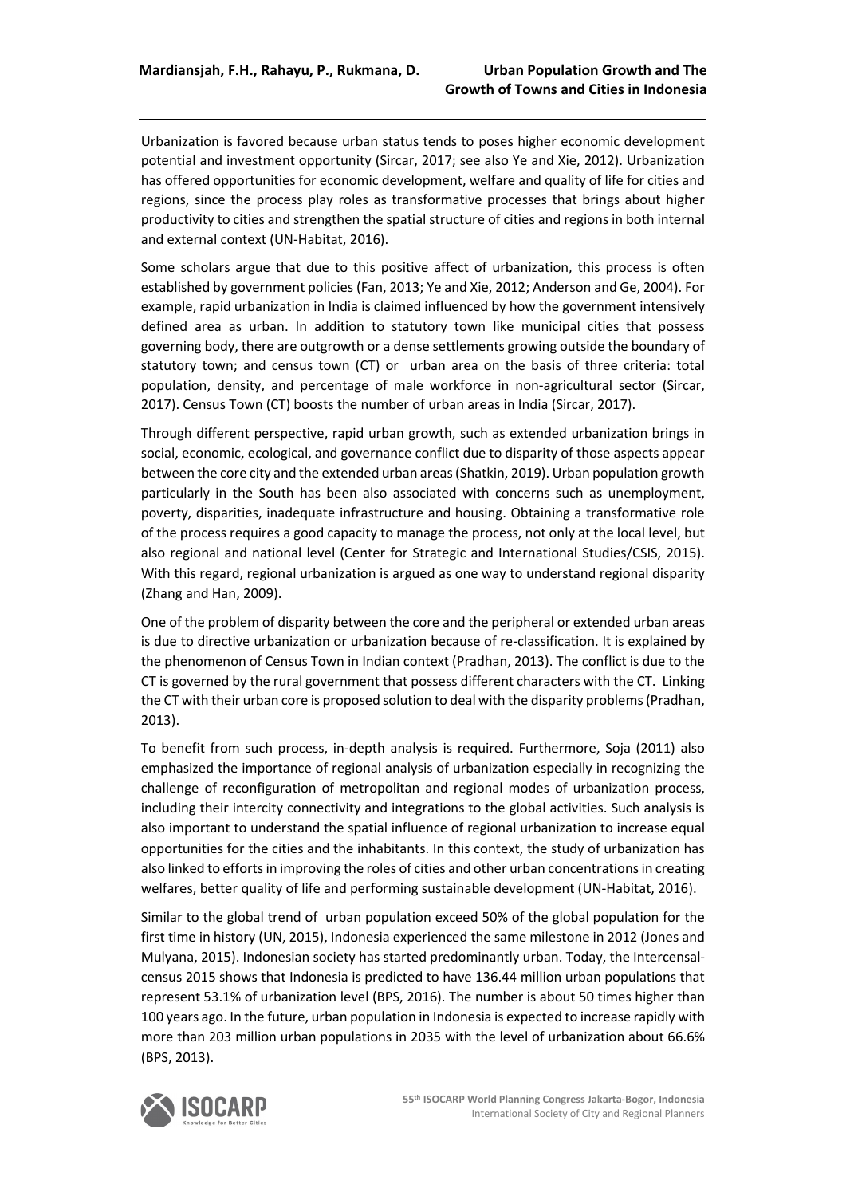Urbanization is favored because urban status tends to poses higher economic development potential and investment opportunity (Sircar, 2017; see also Ye and Xie, 2012). Urbanization has offered opportunities for economic development, welfare and quality of life for cities and regions, since the process play roles as transformative processes that brings about higher productivity to cities and strengthen the spatial structure of cities and regions in both internal and external context (UN-Habitat, 2016).

Some scholars argue that due to this positive affect of urbanization, this process is often established by government policies (Fan, 2013; Ye and Xie, 2012; Anderson and Ge, 2004). For example, rapid urbanization in India is claimed influenced by how the government intensively defined area as urban. In addition to statutory town like municipal cities that possess governing body, there are outgrowth or a dense settlements growing outside the boundary of statutory town; and census town (CT) or urban area on the basis of three criteria: total population, density, and percentage of male workforce in non-agricultural sector (Sircar, 2017). Census Town (CT) boosts the number of urban areas in India (Sircar, 2017).

Through different perspective, rapid urban growth, such as extended urbanization brings in social, economic, ecological, and governance conflict due to disparity of those aspects appear between the core city and the extended urban areas (Shatkin, 2019). Urban population growth particularly in the South has been also associated with concerns such as unemployment, poverty, disparities, inadequate infrastructure and housing. Obtaining a transformative role of the process requires a good capacity to manage the process, not only at the local level, but also regional and national level (Center for Strategic and International Studies/CSIS, 2015). With this regard, regional urbanization is argued as one way to understand regional disparity (Zhang and Han, 2009).

One of the problem of disparity between the core and the peripheral or extended urban areas is due to directive urbanization or urbanization because of re-classification. It is explained by the phenomenon of Census Town in Indian context (Pradhan, 2013). The conflict is due to the CT is governed by the rural government that possess different characters with the CT. Linking the CT with their urban core is proposed solution to deal with the disparity problems (Pradhan, 2013).

To benefit from such process, in-depth analysis is required. Furthermore, Soja (2011) also emphasized the importance of regional analysis of urbanization especially in recognizing the challenge of reconfiguration of metropolitan and regional modes of urbanization process, including their intercity connectivity and integrations to the global activities. Such analysis is also important to understand the spatial influence of regional urbanization to increase equal opportunities for the cities and the inhabitants. In this context, the study of urbanization has also linked to efforts in improving the roles of cities and other urban concentrations in creating welfares, better quality of life and performing sustainable development (UN-Habitat, 2016).

Similar to the global trend of urban population exceed 50% of the global population for the first time in history (UN, 2015), Indonesia experienced the same milestone in 2012 (Jones and Mulyana, 2015). Indonesian society has started predominantly urban. Today, the Intercensal-census 2015 shows that Indonesia is predicted to have 136.44 million urban populations that represent 53.1% of urbanization level (BPS, 2016). The number is about 50 times higher than 100 years ago. In the future, urban population in Indonesia is expected to increase rapidly with more than 203 million urban populations in 2035 with the level of urbanization about 66.6% (BPS, 2013).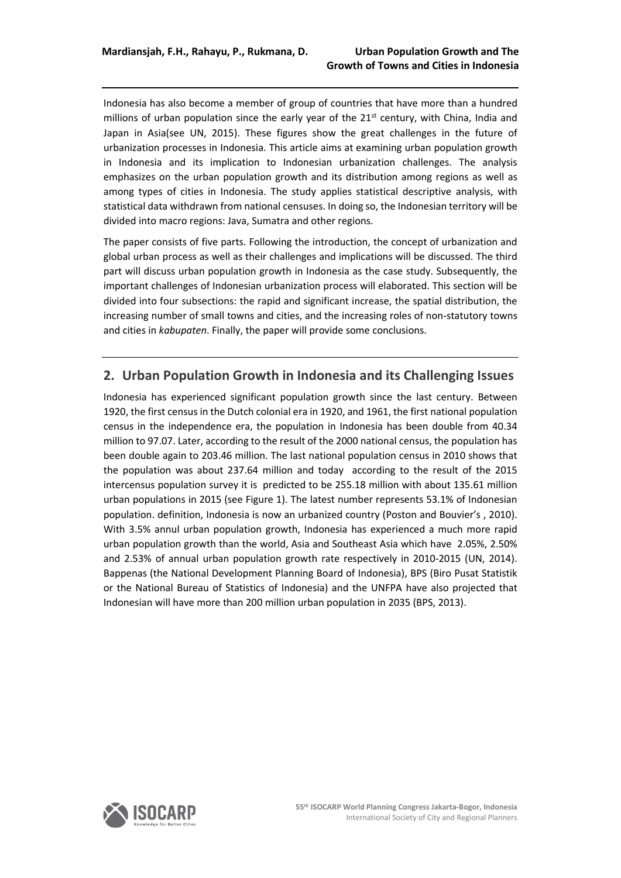Indonesia has also become a member of group of countries that have more than a hundred millions of urban population since the early year of the 21st century, with China, India and Japan in Asia(see UN, 2015). These figures show the great challenges in the future of urbanization processes in Indonesia. This article aims at examining urban population growth in Indonesia and its implication to Indonesian urbanization challenges. The analysis emphasizes on the urban population growth and its distribution among regions as well as among types of cities in Indonesia. The study applies statistical descriptive analysis, with statistical data withdrawn from national censuses. In doing so, the Indonesian territory will be divided into macro regions: Java, Sumatra and other regions.

The paper consists of five parts. Following the introduction, the concept of urbanization and global urban process as well as their challenges and implications will be discussed. The third part will discuss urban population growth in Indonesia as the case study. Subsequently, the important challenges of Indonesian urbanization process will elaborated. This section will be divided into four subsections: the rapid and significant increase, the spatial distribution, the increasing number of small towns and cities, and the increasing roles of non-statutory towns and cities in *kabupaten*. Finally, the paper will provide some conclusions.

## 2. Urban Population Growth in Indonesia and its Challenging Issues

Indonesia has experienced significant population growth since the last century. Between 1920, the first census in the Dutch colonial era in 1920, and 1961, the first national population census in the independence era, the population in Indonesia has been double from 40.34 million to 97.07. Later, according to the result of the 2000 national census, the population has been double again to 203.46 million. The last national population census in 2010 shows that the population was about 237.64 million and today according to the result of the 2015 intercensus population survey it is predicted to be 255.18 million with about 135.61 million urban populations in 2015 (see Figure 1). The latest number represents 53.1% of Indonesian population. definition, Indonesia is now an urbanized country (Poston and Bouvier's , 2010). With 3.5% annul urban population growth, Indonesia has experienced a much more rapid urban population growth than the world, Asia and Southeast Asia which have 2.05%, 2.50% and 2.53% of annual urban population growth rate respectively in 2010-2015 (UN, 2014). Bappenas (the National Development Planning Board of Indonesia), BPS (Biro Pusat Statistik or the National Bureau of Statistics of Indonesia) and the UNFPA have also projected that Indonesian will have more than 200 million urban population in 2035 (BPS, 2013).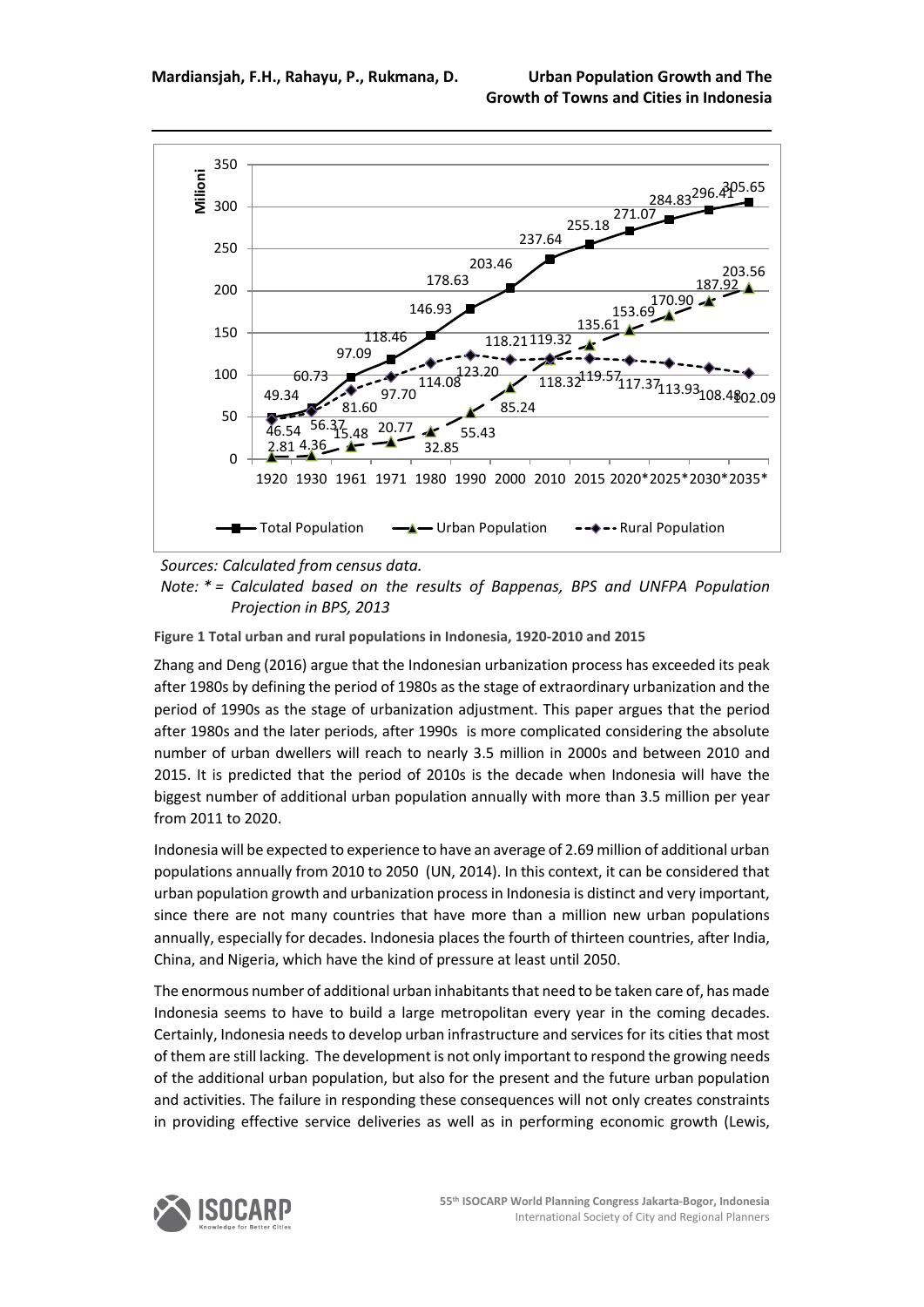Sources: Calculated from census data.

Note: * = Calculated based on the results of Bappenas, BPS and UNFPA Population Projection in BPS, 2013

**Figure 1 Total urban and rural populations in Indonesia, 1920-2010 and 2015**

Zhang and Deng (2016) argue that the Indonesian urbanization process has exceeded its peak after 1980s by defining the period of 1980s as the stage of extraordinary urbanization and the period of 1990s as the stage of urbanization adjustment. This paper argues that the period after 1980s and the later periods, after 1990s is more complicated considering the absolute number of urban dwellers will reach to nearly 3.5 million in 2000s and between 2010 and 2015. It is predicted that the period of 2010s is the decade when Indonesia will have the biggest number of additional urban population annually with more than 3.5 million per year from 2011 to 2020.

Indonesia will be expected to experience to have an average of 2.69 million of additional urban populations annually from 2010 to 2050 (UN, 2014). In this context, it can be considered that urban population growth and urbanization process in Indonesia is distinct and very important, since there are not many countries that have more than a million new urban populations annually, especially for decades. Indonesia places the fourth of thirteen countries, after India, China, and Nigeria, which have the kind of pressure at least until 2050.

The enormous number of additional urban inhabitants that need to be taken care of, has made Indonesia seems to have to build a large metropolitan every year in the coming decades. Certainly, Indonesia needs to develop urban infrastructure and services for its cities that most of them are still lacking. The development is not only important to respond the growing needs of the additional urban population, but also for the present and the future urban population and activities. The failure in responding these consequences will not only creates constraints in providing effective service deliveries as well as in performing economic growth (Lewis,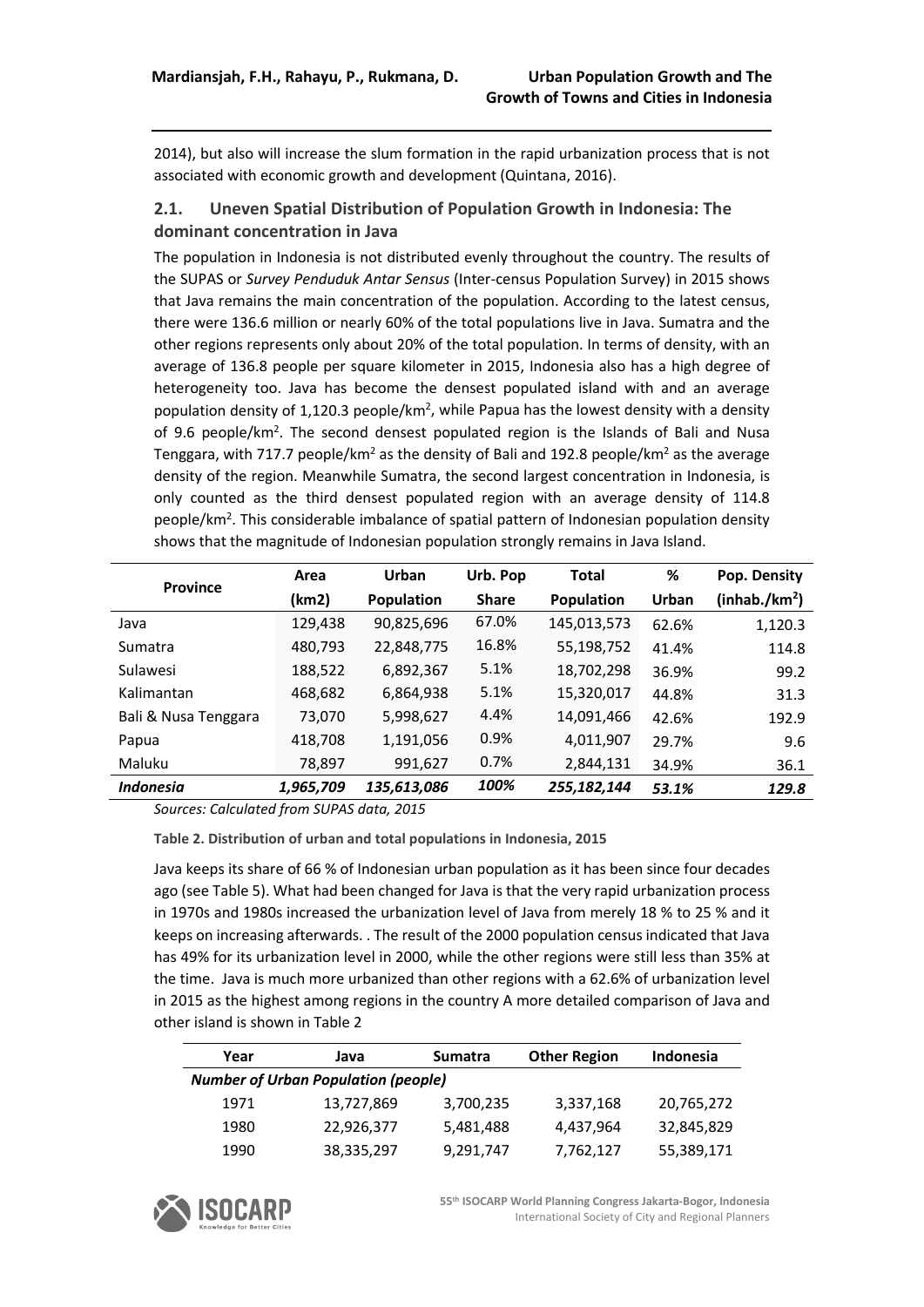2014), but also will increase the slum formation in the rapid urbanization process that is not associated with economic growth and development (Quintana, 2016).

### 2.1. Uneven Spatial Distribution of Population Growth in Indonesia: The dominant concentration in Java

The population in Indonesia is not distributed evenly throughout the country. The results of the SUPAS or *Survey Penduduk Antar Sensus* (Inter-census Population Survey) in 2015 shows that Java remains the main concentration of the population. According to the latest census, there were 136.6 million or nearly 60% of the total populations live in Java. Sumatra and the other regions represents only about 20% of the total population. In terms of density, with an average of 136.8 people per square kilometer in 2015, Indonesia also has a high degree of heterogeneity too. Java has become the densest populated island with and an average population density of 1,120.3 people/km$^2$, while Papua has the lowest density with a density of 9.6 people/km$^2$. The second densest populated region is the Islands of Bali and Nusa Tenggara, with 717.7 people/km$^2$ as the density of Bali and 192.8 people/km$^2$ as the average density of the region. Meanwhile Sumatra, the second largest concentration in Indonesia, is only counted as the third densest populated region with an average density of 114.8 people/km$^2$. This considerable imbalance of spatial pattern of Indonesian population density shows that the magnitude of Indonesian population strongly remains in Java Island.

| Province | Area (km2) | Urban Population | Urb. Pop Share | Total Population | % Urban | Pop. Density (inhab./km$^2$) |
|---|---|---|---|---|---|---|
| Java | 129,438 | 90,825,696 | 67.0% | 145,013,573 | 62.6% | 1,120.3 |
| Sumatra | 480,793 | 22,848,775 | 16.8% | 55,198,752 | 41.4% | 114.8 |
| Sulawesi | 188,522 | 6,892,367 | 5.1% | 18,702,298 | 36.9% | 99.2 |
| Kalimantan | 468,682 | 6,864,938 | 5.1% | 15,320,017 | 44.8% | 31.3 |
| Bali & Nusa Tenggara | 73,070 | 5,998,627 | 4.4% | 14,091,466 | 42.6% | 192.9 |
| Papua | 418,708 | 1,191,056 | 0.9% | 4,011,907 | 29.7% | 9.6 |
| Maluku | 78,897 | 991,627 | 0.7% | 2,844,131 | 34.9% | 36.1 |
| ***Indonesia*** | ***1,965,709*** | ***135,613,086*** | ***100%*** | ***255,182,144*** | ***53.1%*** | ***129.8*** |

*Sources: Calculated from SUPAS data, 2015*

**Table 2. Distribution of urban and total populations in Indonesia, 2015**

Java keeps its share of 66 % of Indonesian urban population as it has been since four decades ago (see Table 5). What had been changed for Java is that the very rapid urbanization process in 1970s and 1980s increased the urbanization level of Java from merely 18 % to 25 % and it keeps on increasing afterwards. . The result of the 2000 population census indicated that Java has 49% for its urbanization level in 2000, while the other regions were still less than 35% at the time. Java is much more urbanized than other regions with a 62.6% of urbanization level in 2015 as the highest among regions in the country A more detailed comparison of Java and other island is shown in Table 2

| Year | Java | Sumatra | Other Region | Indonesia |
|---|---|---|---|---|
| ***Number of Urban Population (people)*** | | | | |
| 1971 | 13,727,869 | 3,700,235 | 3,337,168 | 20,765,272 |
| 1980 | 22,926,377 | 5,481,488 | 4,437,964 | 32,845,829 |
| 1990 | 38,335,297 | 9,291,747 | 7,762,127 | 55,389,171 |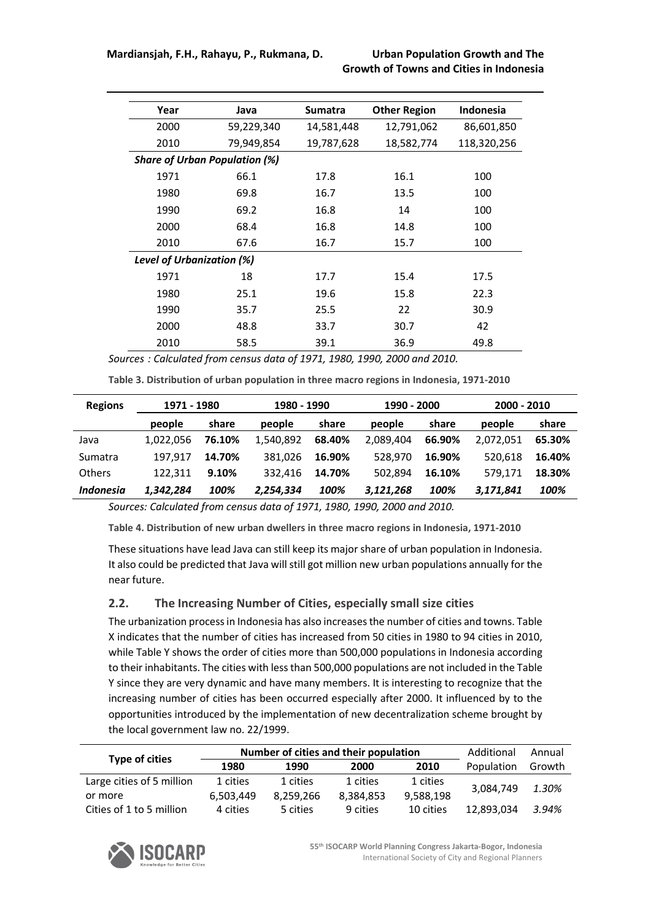| Year | Java | Sumatra | Other Region | Indonesia |
|---|---|---|---|---|
| 2000 | 59,229,340 | 14,581,448 | 12,791,062 | 86,601,850 |
| 2010 | 79,949,854 | 19,787,628 | 18,582,774 | 118,320,256 |
| ***Share of Urban Population (%)*** | | | | |
| 1971 | 66.1 | 17.8 | 16.1 | 100 |
| 1980 | 69.8 | 16.7 | 13.5 | 100 |
| 1990 | 69.2 | 16.8 | 14 | 100 |
| 2000 | 68.4 | 16.8 | 14.8 | 100 |
| 2010 | 67.6 | 16.7 | 15.7 | 100 |
| ***Level of Urbanization (%)*** | | | | |
| 1971 | 18 | 17.7 | 15.4 | 17.5 |
| 1980 | 25.1 | 19.6 | 15.8 | 22.3 |
| 1990 | 35.7 | 25.5 | 22 | 30.9 |
| 2000 | 48.8 | 33.7 | 30.7 | 42 |
| 2010 | 58.5 | 39.1 | 36.9 | 49.8 |

*Sources : Calculated from census data of 1971, 1980, 1990, 2000 and 2010.*

**Table 3. Distribution of urban population in three macro regions in Indonesia, 1971-2010**

| Regions | 1971 - 1980 | | 1980 - 1990 | | 1990 - 2000 | | 2000 - 2010 | |
|---|---|---|---|---|---|---|---|---|
| | **people** | **share** | **people** | **share** | **people** | **share** | **people** | **share** |
| Java | 1,022,056 | **76.10%** | 1,540,892 | **68.40%** | 2,089,404 | **66.90%** | 2,072,051 | **65.30%** |
| Sumatra | 197,917 | **14.70%** | 381,026 | **16.90%** | 528,970 | **16.90%** | 520,618 | **16.40%** |
| Others | 122,311 | **9.10%** | 332,416 | **14.70%** | 502,894 | **16.10%** | 579,171 | **18.30%** |
| ***Indonesia*** | ***1,342,284*** | ***100%*** | ***2,254,334*** | ***100%*** | ***3,121,268*** | ***100%*** | ***3,171,841*** | ***100%*** |

*Sources: Calculated from census data of 1971, 1980, 1990, 2000 and 2010.*

**Table 4. Distribution of new urban dwellers in three macro regions in Indonesia, 1971-2010**

These situations have lead Java can still keep its major share of urban population in Indonesia. It also could be predicted that Java will still got million new urban populations annually for the near future.

### 2.2. The Increasing Number of Cities, especially small size cities

The urbanization process in Indonesia has also increases the number of cities and towns. Table X indicates that the number of cities has increased from 50 cities in 1980 to 94 cities in 2010, while Table Y shows the order of cities more than 500,000 populations in Indonesia according to their inhabitants. The cities with less than 500,000 populations are not included in the Table Y since they are very dynamic and have many members. It is interesting to recognize that the increasing number of cities has been occurred especially after 2000. It influenced by to the opportunities introduced by the implementation of new decentralization scheme brought by the local government law no. 22/1999.

| Type of cities | Number of cities and their population | | | | Additional | Annual |
|---|---|---|---|---|---|---|
| | **1980** | **1990** | **2000** | **2010** | Population | Growth |
| Large cities of 5 million or more | 1 cities 6,503,449 | 1 cities 8,259,266 | 1 cities 8,384,853 | 1 cities 9,588,198 | 3,084,749 | *1.30%* |
| Cities of 1 to 5 million | 4 cities | 5 cities | 9 cities | 10 cities | 12,893,034 | *3.94%* |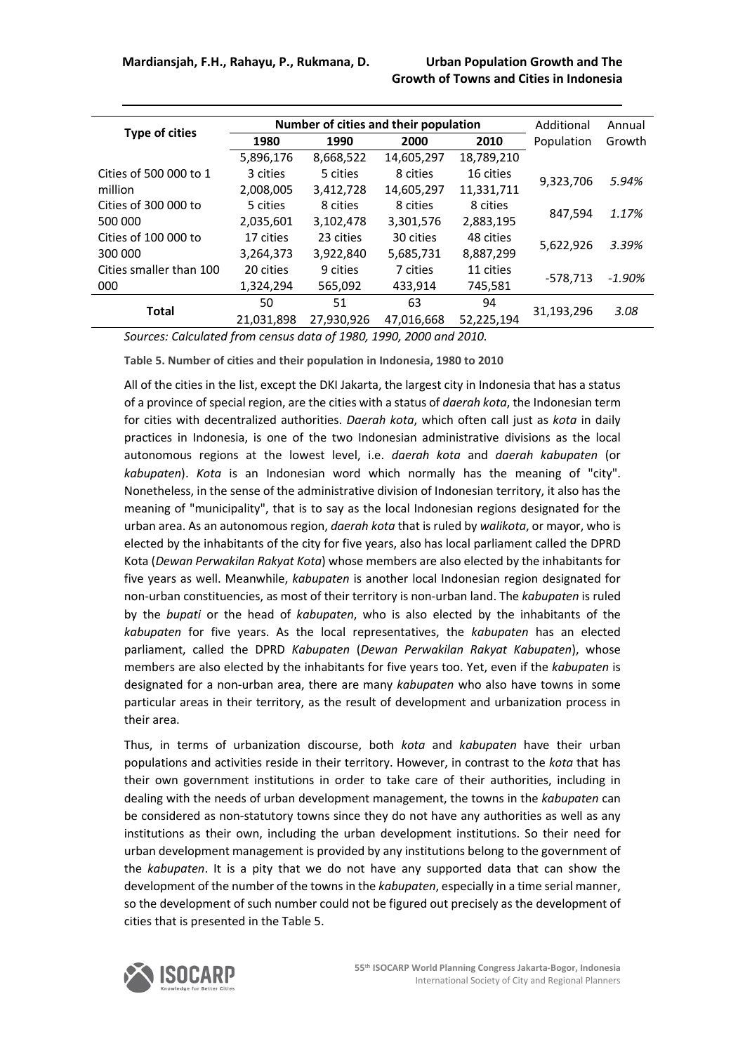<table>
<tr><th rowspan="2">Type of cities</th><th colspan="4">Number of cities and their population</th><th rowspan="2">Additional Population</th><th rowspan="2">Annual Growth</th></tr>
<tr><th>1980</th><th>1990</th><th>2000</th><th>2010</th></tr>
<tr><td></td><td>5,896,176</td><td>8,668,522</td><td>14,605,297</td><td>18,789,210</td><td></td><td></td></tr>
<tr><td>Cities of 500 000 to 1 million</td><td>3 cities<br>2,008,005</td><td>5 cities<br>3,412,728</td><td>8 cities<br>14,605,297</td><td>16 cities<br>11,331,711</td><td>9,323,706</td><td><i>5.94%</i></td></tr>
<tr><td>Cities of 300 000 to 500 000</td><td>5 cities<br>2,035,601</td><td>8 cities<br>3,102,478</td><td>8 cities<br>3,301,576</td><td>8 cities<br>2,883,195</td><td>847,594</td><td><i>1.17%</i></td></tr>
<tr><td>Cities of 100 000 to 300 000</td><td>17 cities<br>3,264,373</td><td>23 cities<br>3,922,840</td><td>30 cities<br>5,685,731</td><td>48 cities<br>8,887,299</td><td>5,622,926</td><td><i>3.39%</i></td></tr>
<tr><td>Cities smaller than 100 000</td><td>20 cities<br>1,324,294</td><td>9 cities<br>565,092</td><td>7 cities<br>433,914</td><td>11 cities<br>745,581</td><td>-578,713</td><td><i>-1.90%</i></td></tr>
<tr><td><b>Total</b></td><td>50<br>21,031,898</td><td>51<br>27,930,926</td><td>63<br>47,016,668</td><td>94<br>52,225,194</td><td>31,193,296</td><td><i>3.08</i></td></tr>
</table>

*Sources: Calculated from census data of 1980, 1990, 2000 and 2010.*

**Table 5. Number of cities and their population in Indonesia, 1980 to 2010**

All of the cities in the list, except the DKI Jakarta, the largest city in Indonesia that has a status of a province of special region, are the cities with a status of *daerah kota*, the Indonesian term for cities with decentralized authorities. *Daerah kota*, which often call just as *kota* in daily practices in Indonesia, is one of the two Indonesian administrative divisions as the local autonomous regions at the lowest level, i.e. *daerah kota* and *daerah kabupaten* (or *kabupaten*). *Kota* is an Indonesian word which normally has the meaning of "city". Nonetheless, in the sense of the administrative division of Indonesian territory, it also has the meaning of "municipality", that is to say as the local Indonesian regions designated for the urban area. As an autonomous region, *daerah kota* that is ruled by *walikota*, or mayor, who is elected by the inhabitants of the city for five years, also has local parliament called the DPRD Kota (*Dewan Perwakilan Rakyat Kota*) whose members are also elected by the inhabitants for five years as well. Meanwhile, *kabupaten* is another local Indonesian region designated for non-urban constituencies, as most of their territory is non-urban land. The *kabupaten* is ruled by the *bupati* or the head of *kabupaten*, who is also elected by the inhabitants of the *kabupaten* for five years. As the local representatives, the *kabupaten* has an elected parliament, called the DPRD *Kabupaten* (*Dewan Perwakilan Rakyat Kabupaten*), whose members are also elected by the inhabitants for five years too. Yet, even if the *kabupaten* is designated for a non-urban area, there are many *kabupaten* who also have towns in some particular areas in their territory, as the result of development and urbanization process in their area.

Thus, in terms of urbanization discourse, both *kota* and *kabupaten* have their urban populations and activities reside in their territory. However, in contrast to the *kota* that has their own government institutions in order to take care of their authorities, including in dealing with the needs of urban development management, the towns in the *kabupaten* can be considered as non-statutory towns since they do not have any authorities as well as any institutions as their own, including the urban development institutions. So their need for urban development management is provided by any institutions belong to the government of the *kabupaten*. It is a pity that we do not have any supported data that can show the development of the number of the towns in the *kabupaten*, especially in a time serial manner, so the development of such number could not be figured out precisely as the development of cities that is presented in the Table 5.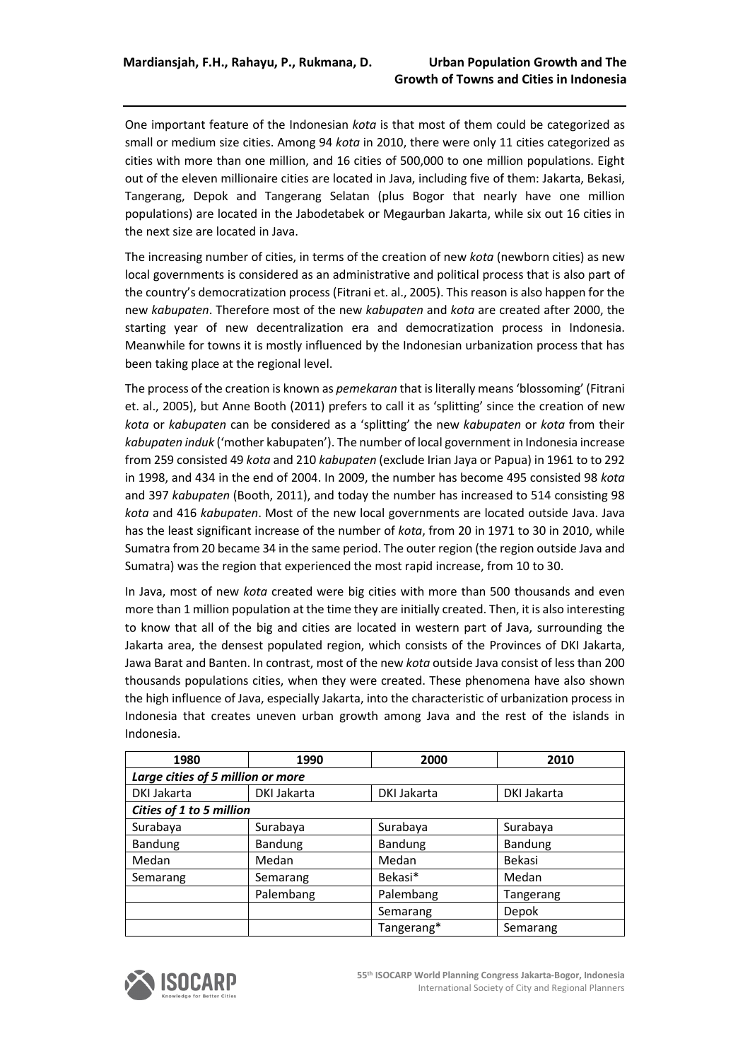One important feature of the Indonesian *kota* is that most of them could be categorized as small or medium size cities. Among 94 *kota* in 2010, there were only 11 cities categorized as cities with more than one million, and 16 cities of 500,000 to one million populations. Eight out of the eleven millionaire cities are located in Java, including five of them: Jakarta, Bekasi, Tangerang, Depok and Tangerang Selatan (plus Bogor that nearly have one million populations) are located in the Jabodetabek or Megaurban Jakarta, while six out 16 cities in the next size are located in Java.

The increasing number of cities, in terms of the creation of new *kota* (newborn cities) as new local governments is considered as an administrative and political process that is also part of the country's democratization process (Fitrani et. al., 2005). This reason is also happen for the new *kabupaten*. Therefore most of the new *kabupaten* and *kota* are created after 2000, the starting year of new decentralization era and democratization process in Indonesia. Meanwhile for towns it is mostly influenced by the Indonesian urbanization process that has been taking place at the regional level.

The process of the creation is known as *pemekaran* that is literally means 'blossoming' (Fitrani et. al., 2005), but Anne Booth (2011) prefers to call it as 'splitting' since the creation of new *kota* or *kabupaten* can be considered as a 'splitting' the new *kabupaten* or *kota* from their *kabupaten induk* ('mother kabupaten'). The number of local government in Indonesia increase from 259 consisted 49 *kota* and 210 *kabupaten* (exclude Irian Jaya or Papua) in 1961 to to 292 in 1998, and 434 in the end of 2004. In 2009, the number has become 495 consisted 98 *kota* and 397 *kabupaten* (Booth, 2011), and today the number has increased to 514 consisting 98 *kota* and 416 *kabupaten*. Most of the new local governments are located outside Java. Java has the least significant increase of the number of *kota*, from 20 in 1971 to 30 in 2010, while Sumatra from 20 became 34 in the same period. The outer region (the region outside Java and Sumatra) was the region that experienced the most rapid increase, from 10 to 30.

In Java, most of new *kota* created were big cities with more than 500 thousands and even more than 1 million population at the time they are initially created. Then, it is also interesting to know that all of the big and cities are located in western part of Java, surrounding the Jakarta area, the densest populated region, which consists of the Provinces of DKI Jakarta, Jawa Barat and Banten. In contrast, most of the new *kota* outside Java consist of less than 200 thousands populations cities, when they were created. These phenomena have also shown the high influence of Java, especially Jakarta, into the characteristic of urbanization process in Indonesia that creates uneven urban growth among Java and the rest of the islands in Indonesia.

| 1980 | 1990 | 2000 | 2010 |
|---|---|---|---|
| ***Large cities of 5 million or more*** | | | |
| DKI Jakarta | DKI Jakarta | DKI Jakarta | DKI Jakarta |
| ***Cities of 1 to 5 million*** | | | |
| Surabaya | Surabaya | Surabaya | Surabaya |
| Bandung | Bandung | Bandung | Bandung |
| Medan | Medan | Medan | Bekasi |
| Semarang | Semarang | Bekasi* | Medan |
| | Palembang | Palembang | Tangerang |
| | | Semarang | Depok |
| | | Tangerang* | Semarang |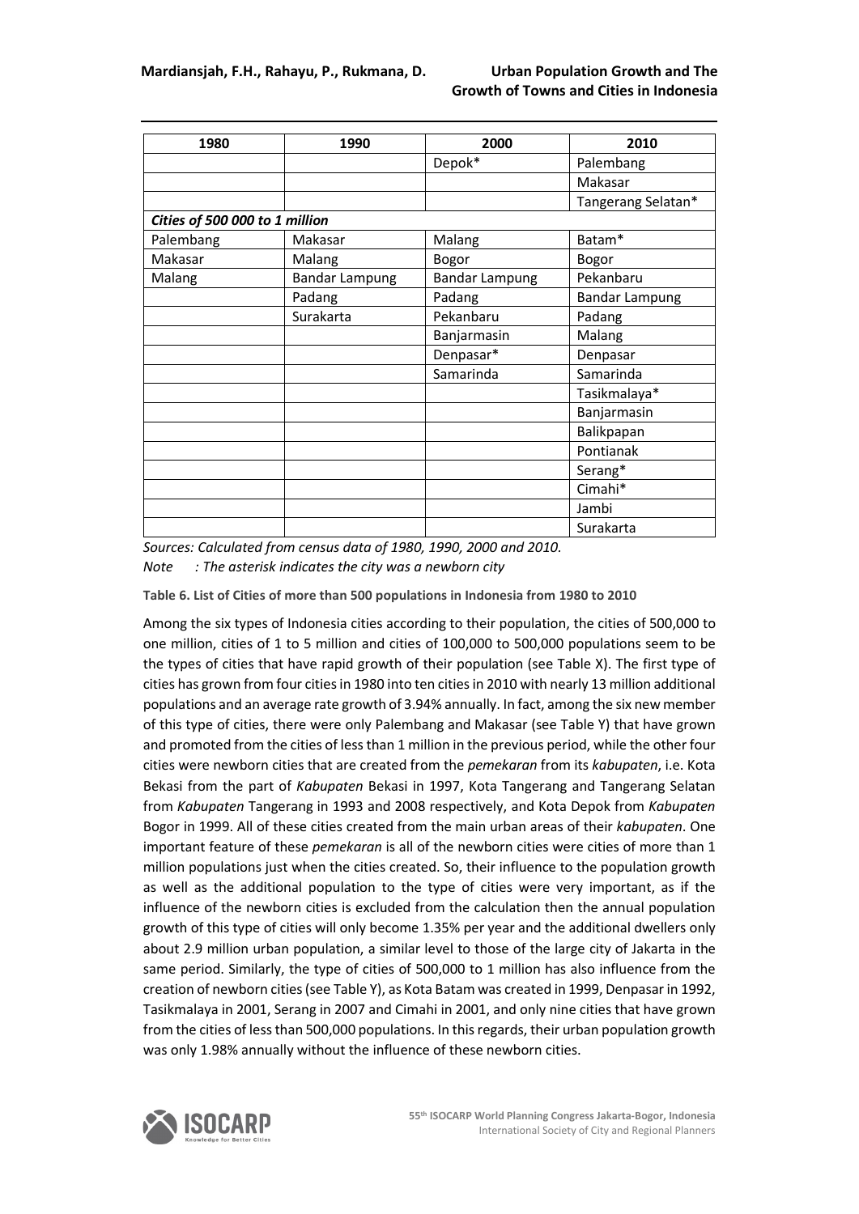| 1980 | 1990 | 2000 | 2010 |
|---|---|---|---|
| | | Depok* | Palembang |
| | | | Makasar |
| | | | Tangerang Selatan* |
| ***Cities of 500 000 to 1 million*** | | | |
| Palembang | Makasar | Malang | Batam* |
| Makasar | Malang | Bogor | Bogor |
| Malang | Bandar Lampung | Bandar Lampung | Pekanbaru |
| | Padang | Padang | Bandar Lampung |
| | Surakarta | Pekanbaru | Padang |
| | | Banjarmasin | Malang |
| | | Denpasar* | Denpasar |
| | | Samarinda | Samarinda |
| | | | Tasikmalaya* |
| | | | Banjarmasin |
| | | | Balikpapan |
| | | | Pontianak |
| | | | Serang* |
| | | | Cimahi* |
| | | | Jambi |
| | | | Surakarta |

*Sources: Calculated from census data of 1980, 1990, 2000 and 2010.*
*Note : The asterisk indicates the city was a newborn city*

**Table 6. List of Cities of more than 500 populations in Indonesia from 1980 to 2010**

Among the six types of Indonesia cities according to their population, the cities of 500,000 to one million, cities of 1 to 5 million and cities of 100,000 to 500,000 populations seem to be the types of cities that have rapid growth of their population (see Table X). The first type of cities has grown from four cities in 1980 into ten cities in 2010 with nearly 13 million additional populations and an average rate growth of 3.94% annually. In fact, among the six new member of this type of cities, there were only Palembang and Makasar (see Table Y) that have grown and promoted from the cities of less than 1 million in the previous period, while the other four cities were newborn cities that are created from the *pemekaran* from its *kabupaten*, i.e. Kota Bekasi from the part of *Kabupaten* Bekasi in 1997, Kota Tangerang and Tangerang Selatan from *Kabupaten* Tangerang in 1993 and 2008 respectively, and Kota Depok from *Kabupaten* Bogor in 1999. All of these cities created from the main urban areas of their *kabupaten*. One important feature of these *pemekaran* is all of the newborn cities were cities of more than 1 million populations just when the cities created. So, their influence to the population growth as well as the additional population to the type of cities were very important, as if the influence of the newborn cities is excluded from the calculation then the annual population growth of this type of cities will only become 1.35% per year and the additional dwellers only about 2.9 million urban population, a similar level to those of the large city of Jakarta in the same period. Similarly, the type of cities of 500,000 to 1 million has also influence from the creation of newborn cities (see Table Y), as Kota Batam was created in 1999, Denpasar in 1992, Tasikmalaya in 2001, Serang in 2007 and Cimahi in 2001, and only nine cities that have grown from the cities of less than 500,000 populations. In this regards, their urban population growth was only 1.98% annually without the influence of these newborn cities.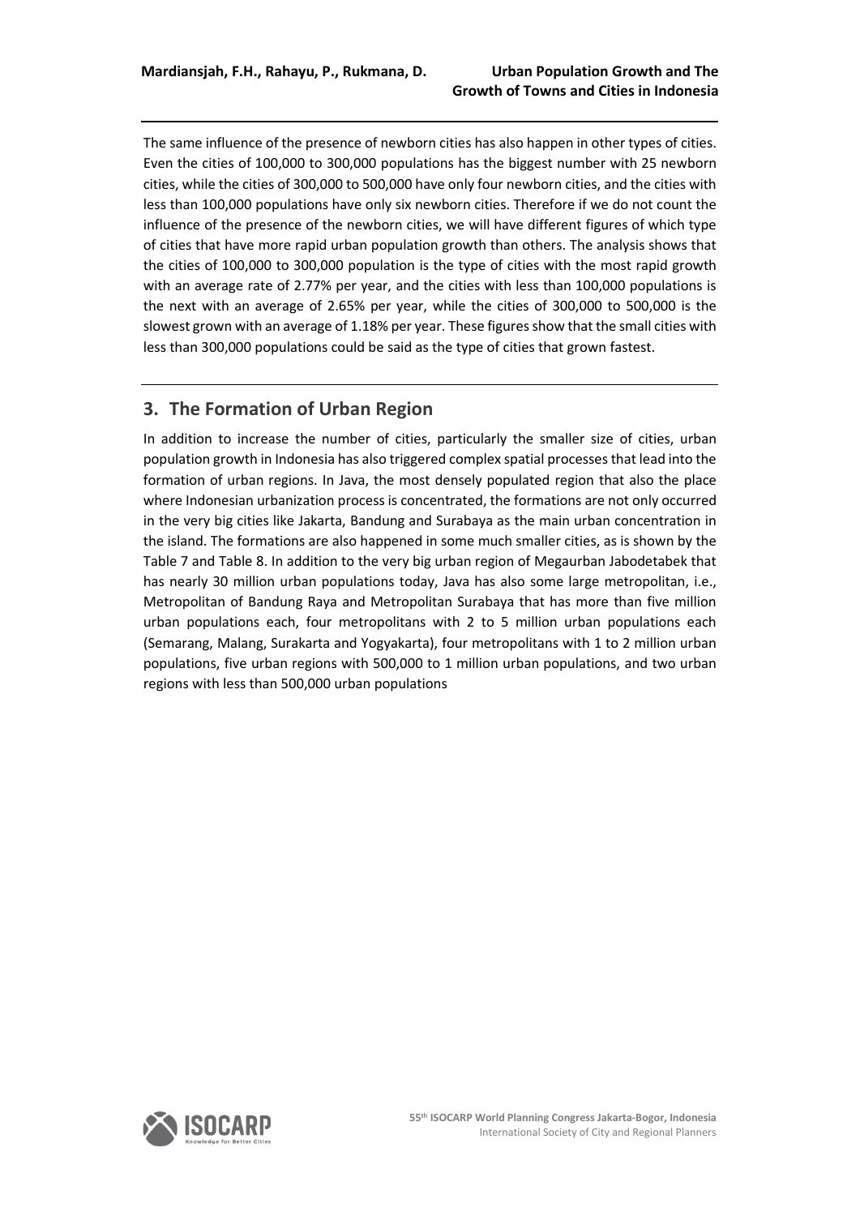The same influence of the presence of newborn cities has also happen in other types of cities. Even the cities of 100,000 to 300,000 populations has the biggest number with 25 newborn cities, while the cities of 300,000 to 500,000 have only four newborn cities, and the cities with less than 100,000 populations have only six newborn cities. Therefore if we do not count the influence of the presence of the newborn cities, we will have different figures of which type of cities that have more rapid urban population growth than others. The analysis shows that the cities of 100,000 to 300,000 population is the type of cities with the most rapid growth with an average rate of 2.77% per year, and the cities with less than 100,000 populations is the next with an average of 2.65% per year, while the cities of 300,000 to 500,000 is the slowest grown with an average of 1.18% per year. These figures show that the small cities with less than 300,000 populations could be said as the type of cities that grown fastest.

## 3. The Formation of Urban Region

In addition to increase the number of cities, particularly the smaller size of cities, urban population growth in Indonesia has also triggered complex spatial processes that lead into the formation of urban regions. In Java, the most densely populated region that also the place where Indonesian urbanization process is concentrated, the formations are not only occurred in the very big cities like Jakarta, Bandung and Surabaya as the main urban concentration in the island. The formations are also happened in some much smaller cities, as is shown by the Table 7 and Table 8. In addition to the very big urban region of Megaurban Jabodetabek that has nearly 30 million urban populations today, Java has also some large metropolitan, i.e., Metropolitan of Bandung Raya and Metropolitan Surabaya that has more than five million urban populations each, four metropolitans with 2 to 5 million urban populations each (Semarang, Malang, Surakarta and Yogyakarta), four metropolitans with 1 to 2 million urban populations, five urban regions with 500,000 to 1 million urban populations, and two urban regions with less than 500,000 urban populations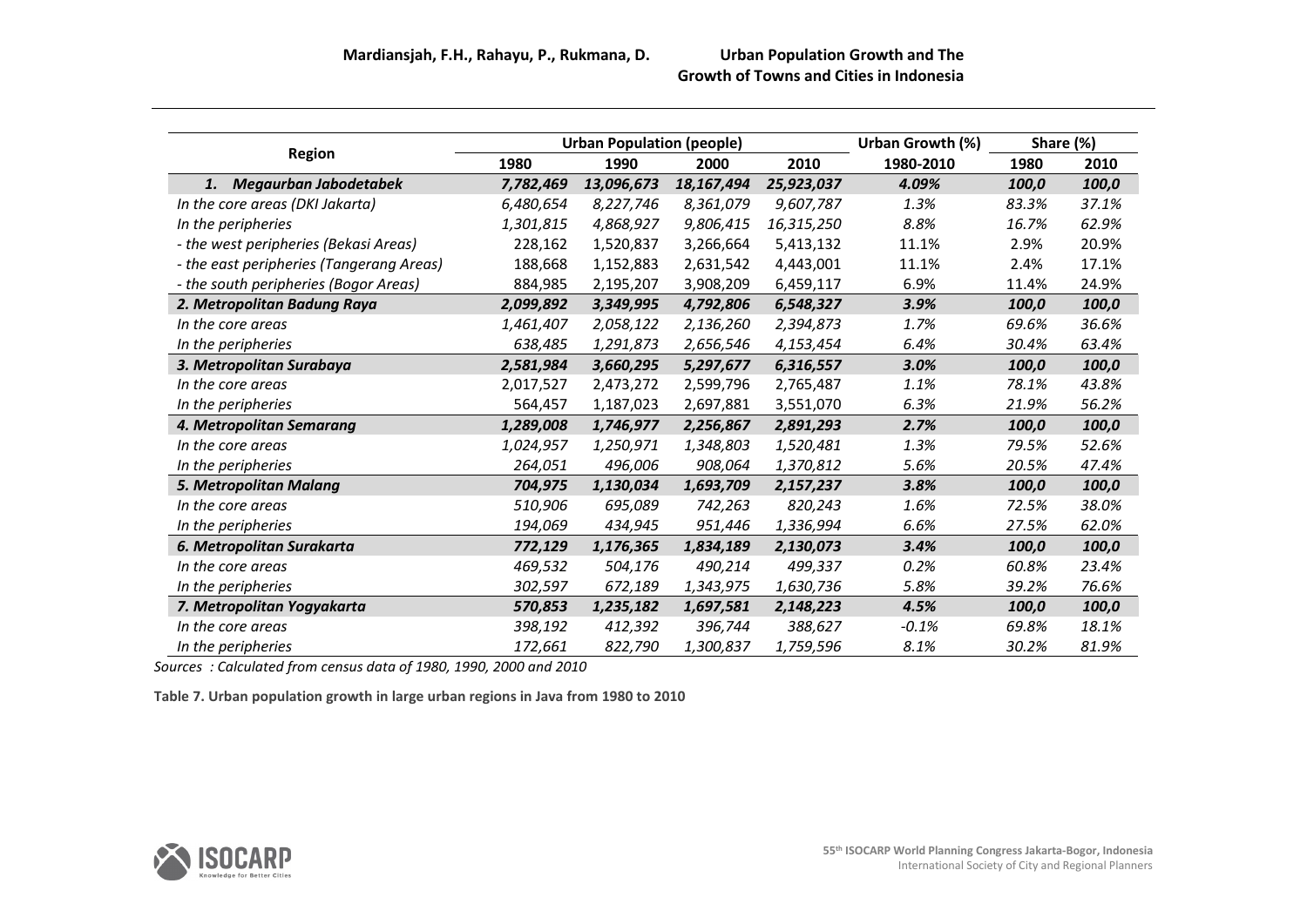| Region | Urban Population (people) | | | | Urban Growth (%) | Share (%) | |
|---|---|---|---|---|---|---|---|
| | 1980 | 1990 | 2000 | 2010 | 1980-2010 | 1980 | 2010 |
| ***1. Megaurban Jabodetabek*** | ***7,782,469*** | ***13,096,673*** | ***18,167,494*** | ***25,923,037*** | ***4.09%*** | ***100,0*** | ***100,0*** |
| *In the core areas (DKI Jakarta)* | *6,480,654* | *8,227,746* | *8,361,079* | *9,607,787* | *1.3%* | *83.3%* | *37.1%* |
| *In the peripheries* | *1,301,815* | *4,868,927* | *9,806,415* | *16,315,250* | *8.8%* | *16.7%* | *62.9%* |
| *- the west peripheries (Bekasi Areas)* | 228,162 | 1,520,837 | 3,266,664 | 5,413,132 | 11.1% | 2.9% | 20.9% |
| *- the east peripheries (Tangerang Areas)* | 188,668 | 1,152,883 | 2,631,542 | 4,443,001 | 11.1% | 2.4% | 17.1% |
| *- the south peripheries (Bogor Areas)* | 884,985 | 2,195,207 | 3,908,209 | 6,459,117 | 6.9% | 11.4% | 24.9% |
| ***2. Metropolitan Badung Raya*** | ***2,099,892*** | ***3,349,995*** | ***4,792,806*** | ***6,548,327*** | ***3.9%*** | ***100,0*** | ***100,0*** |
| *In the core areas* | *1,461,407* | *2,058,122* | *2,136,260* | *2,394,873* | *1.7%* | *69.6%* | *36.6%* |
| *In the peripheries* | *638,485* | *1,291,873* | *2,656,546* | *4,153,454* | *6.4%* | *30.4%* | *63.4%* |
| ***3. Metropolitan Surabaya*** | ***2,581,984*** | ***3,660,295*** | ***5,297,677*** | ***6,316,557*** | ***3.0%*** | ***100,0*** | ***100,0*** |
| *In the core areas* | 2,017,527 | 2,473,272 | 2,599,796 | 2,765,487 | *1.1%* | *78.1%* | *43.8%* |
| *In the peripheries* | 564,457 | 1,187,023 | 2,697,881 | 3,551,070 | *6.3%* | *21.9%* | *56.2%* |
| ***4. Metropolitan Semarang*** | ***1,289,008*** | ***1,746,977*** | ***2,256,867*** | ***2,891,293*** | ***2.7%*** | ***100,0*** | ***100,0*** |
| *In the core areas* | *1,024,957* | *1,250,971* | *1,348,803* | *1,520,481* | *1.3%* | *79.5%* | *52.6%* |
| *In the peripheries* | *264,051* | *496,006* | *908,064* | *1,370,812* | *5.6%* | *20.5%* | *47.4%* |
| ***5. Metropolitan Malang*** | ***704,975*** | ***1,130,034*** | ***1,693,709*** | ***2,157,237*** | ***3.8%*** | ***100,0*** | ***100,0*** |
| *In the core areas* | *510,906* | *695,089* | *742,263* | *820,243* | *1.6%* | *72.5%* | *38.0%* |
| *In the peripheries* | *194,069* | *434,945* | *951,446* | *1,336,994* | *6.6%* | *27.5%* | *62.0%* |
| ***6. Metropolitan Surakarta*** | ***772,129*** | ***1,176,365*** | ***1,834,189*** | ***2,130,073*** | ***3.4%*** | ***100,0*** | ***100,0*** |
| *In the core areas* | *469,532* | *504,176* | *490,214* | *499,337* | *0.2%* | *60.8%* | *23.4%* |
| *In the peripheries* | *302,597* | *672,189* | *1,343,975* | *1,630,736* | *5.8%* | *39.2%* | *76.6%* |
| ***7. Metropolitan Yogyakarta*** | ***570,853*** | ***1,235,182*** | ***1,697,581*** | ***2,148,223*** | ***4.5%*** | ***100,0*** | ***100,0*** |
| *In the core areas* | *398,192* | *412,392* | *396,744* | *388,627* | *-0.1%* | *69.8%* | *18.1%* |
| *In the peripheries* | *172,661* | *822,790* | *1,300,837* | *1,759,596* | *8.1%* | *30.2%* | *81.9%* |

*Sources : Calculated from census data of 1980, 1990, 2000 and 2010*

**Table 7. Urban population growth in large urban regions in Java from 1980 to 2010**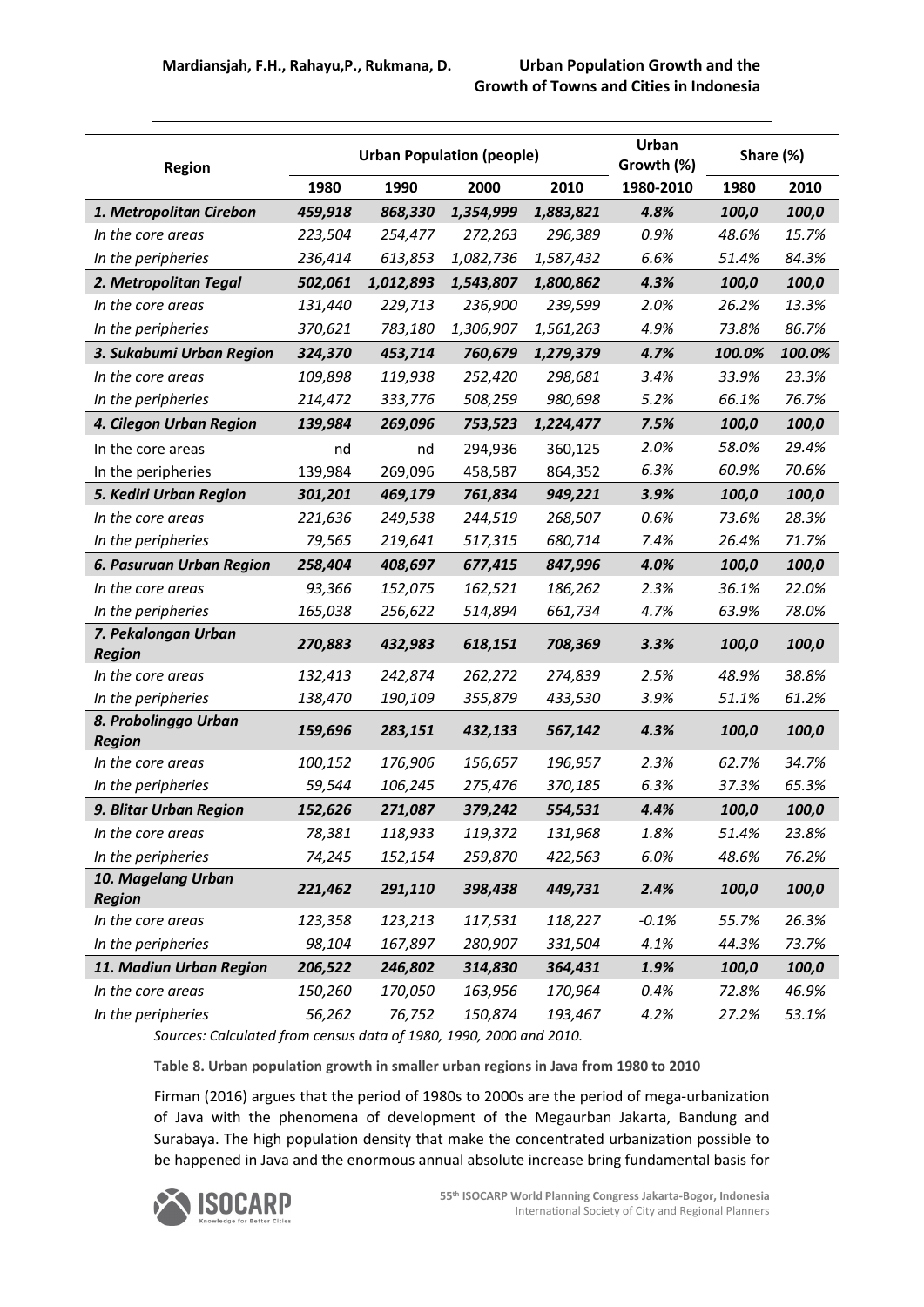| Region | Urban Population (people) | | | | Urban Growth (%) | Share (%) | |
|---|---|---|---|---|---|---|---|
| | 1980 | 1990 | 2000 | 2010 | 1980-2010 | 1980 | 2010 |
| ***1. Metropolitan Cirebon*** | ***459,918*** | ***868,330*** | ***1,354,999*** | ***1,883,821*** | ***4.8%*** | ***100,0*** | ***100,0*** |
| *In the core areas* | *223,504* | *254,477* | *272,263* | *296,389* | *0.9%* | *48.6%* | *15.7%* |
| *In the peripheries* | *236,414* | *613,853* | *1,082,736* | *1,587,432* | *6.6%* | *51.4%* | *84.3%* |
| ***2. Metropolitan Tegal*** | ***502,061*** | ***1,012,893*** | ***1,543,807*** | ***1,800,862*** | ***4.3%*** | ***100,0*** | ***100,0*** |
| *In the core areas* | *131,440* | *229,713* | *236,900* | *239,599* | *2.0%* | *26.2%* | *13.3%* |
| *In the peripheries* | *370,621* | *783,180* | *1,306,907* | *1,561,263* | *4.9%* | *73.8%* | *86.7%* |
| ***3. Sukabumi Urban Region*** | ***324,370*** | ***453,714*** | ***760,679*** | ***1,279,379*** | ***4.7%*** | ***100.0%*** | ***100.0%*** |
| *In the core areas* | *109,898* | *119,938* | *252,420* | *298,681* | *3.4%* | *33.9%* | *23.3%* |
| *In the peripheries* | *214,472* | *333,776* | *508,259* | *980,698* | *5.2%* | *66.1%* | *76.7%* |
| ***4. Cilegon Urban Region*** | ***139,984*** | ***269,096*** | ***753,523*** | ***1,224,477*** | ***7.5%*** | ***100,0*** | ***100,0*** |
| In the core areas | nd | nd | 294,936 | 360,125 | *2.0%* | *58.0%* | *29.4%* |
| In the peripheries | 139,984 | 269,096 | 458,587 | 864,352 | *6.3%* | *60.9%* | *70.6%* |
| ***5. Kediri Urban Region*** | ***301,201*** | ***469,179*** | ***761,834*** | ***949,221*** | ***3.9%*** | ***100,0*** | ***100,0*** |
| *In the core areas* | *221,636* | *249,538* | *244,519* | *268,507* | *0.6%* | *73.6%* | *28.3%* |
| *In the peripheries* | *79,565* | *219,641* | *517,315* | *680,714* | *7.4%* | *26.4%* | *71.7%* |
| ***6. Pasuruan Urban Region*** | ***258,404*** | ***408,697*** | ***677,415*** | ***847,996*** | ***4.0%*** | ***100,0*** | ***100,0*** |
| *In the core areas* | *93,366* | *152,075* | *162,521* | *186,262* | *2.3%* | *36.1%* | *22.0%* |
| *In the peripheries* | *165,038* | *256,622* | *514,894* | *661,734* | *4.7%* | *63.9%* | *78.0%* |
| ***7. Pekalongan Urban Region*** | ***270,883*** | ***432,983*** | ***618,151*** | ***708,369*** | ***3.3%*** | ***100,0*** | ***100,0*** |
| *In the core areas* | *132,413* | *242,874* | *262,272* | *274,839* | *2.5%* | *48.9%* | *38.8%* |
| *In the peripheries* | *138,470* | *190,109* | *355,879* | *433,530* | *3.9%* | *51.1%* | *61.2%* |
| ***8. Probolinggo Urban Region*** | ***159,696*** | ***283,151*** | ***432,133*** | ***567,142*** | ***4.3%*** | ***100,0*** | ***100,0*** |
| *In the core areas* | *100,152* | *176,906* | *156,657* | *196,957* | *2.3%* | *62.7%* | *34.7%* |
| *In the peripheries* | *59,544* | *106,245* | *275,476* | *370,185* | *6.3%* | *37.3%* | *65.3%* |
| ***9. Blitar Urban Region*** | ***152,626*** | ***271,087*** | ***379,242*** | ***554,531*** | ***4.4%*** | ***100,0*** | ***100,0*** |
| *In the core areas* | *78,381* | *118,933* | *119,372* | *131,968* | *1.8%* | *51.4%* | *23.8%* |
| *In the peripheries* | *74,245* | *152,154* | *259,870* | *422,563* | *6.0%* | *48.6%* | *76.2%* |
| ***10. Magelang Urban Region*** | ***221,462*** | ***291,110*** | ***398,438*** | ***449,731*** | ***2.4%*** | ***100,0*** | ***100,0*** |
| *In the core areas* | *123,358* | *123,213* | *117,531* | *118,227* | *-0.1%* | *55.7%* | *26.3%* |
| *In the peripheries* | *98,104* | *167,897* | *280,907* | *331,504* | *4.1%* | *44.3%* | *73.7%* |
| ***11. Madiun Urban Region*** | ***206,522*** | ***246,802*** | ***314,830*** | ***364,431*** | ***1.9%*** | ***100,0*** | ***100,0*** |
| *In the core areas* | *150,260* | *170,050* | *163,956* | *170,964* | *0.4%* | *72.8%* | *46.9%* |
| *In the peripheries* | *56,262* | *76,752* | *150,874* | *193,467* | *4.2%* | *27.2%* | *53.1%* |

*Sources: Calculated from census data of 1980, 1990, 2000 and 2010.*

**Table 8. Urban population growth in smaller urban regions in Java from 1980 to 2010**

Firman (2016) argues that the period of 1980s to 2000s are the period of mega-urbanization of Java with the phenomena of development of the Megaurban Jakarta, Bandung and Surabaya. The high population density that make the concentrated urbanization possible to be happened in Java and the enormous annual absolute increase bring fundamental basis for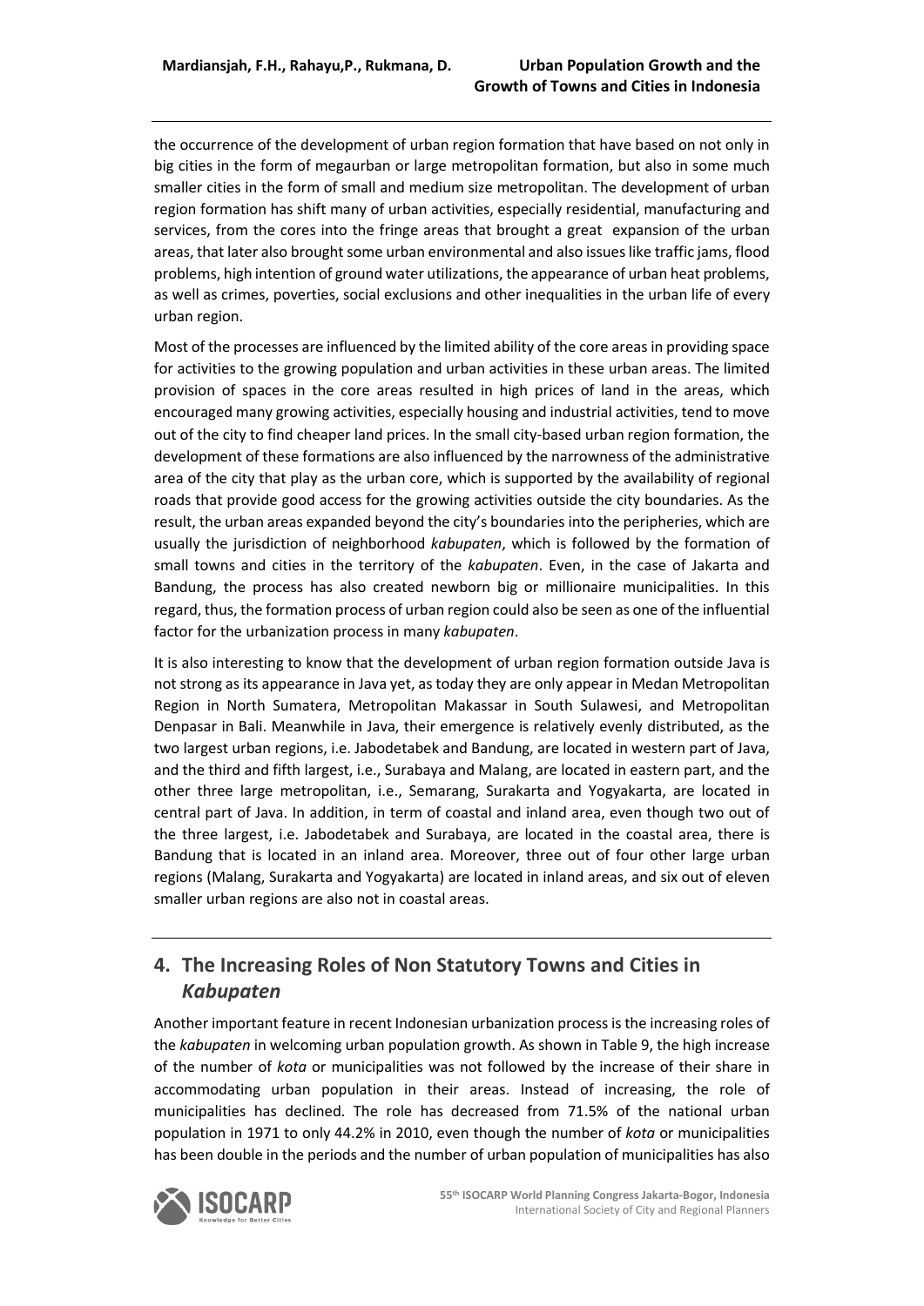the occurrence of the development of urban region formation that have based on not only in big cities in the form of megaurban or large metropolitan formation, but also in some much smaller cities in the form of small and medium size metropolitan. The development of urban region formation has shift many of urban activities, especially residential, manufacturing and services, from the cores into the fringe areas that brought a great expansion of the urban areas, that later also brought some urban environmental and also issues like traffic jams, flood problems, high intention of ground water utilizations, the appearance of urban heat problems, as well as crimes, poverties, social exclusions and other inequalities in the urban life of every urban region.

Most of the processes are influenced by the limited ability of the core areas in providing space for activities to the growing population and urban activities in these urban areas. The limited provision of spaces in the core areas resulted in high prices of land in the areas, which encouraged many growing activities, especially housing and industrial activities, tend to move out of the city to find cheaper land prices. In the small city-based urban region formation, the development of these formations are also influenced by the narrowness of the administrative area of the city that play as the urban core, which is supported by the availability of regional roads that provide good access for the growing activities outside the city boundaries. As the result, the urban areas expanded beyond the city's boundaries into the peripheries, which are usually the jurisdiction of neighborhood *kabupaten*, which is followed by the formation of small towns and cities in the territory of the *kabupaten*. Even, in the case of Jakarta and Bandung, the process has also created newborn big or millionaire municipalities. In this regard, thus, the formation process of urban region could also be seen as one of the influential factor for the urbanization process in many *kabupaten*.

It is also interesting to know that the development of urban region formation outside Java is not strong as its appearance in Java yet, as today they are only appear in Medan Metropolitan Region in North Sumatera, Metropolitan Makassar in South Sulawesi, and Metropolitan Denpasar in Bali. Meanwhile in Java, their emergence is relatively evenly distributed, as the two largest urban regions, i.e. Jabodetabek and Bandung, are located in western part of Java, and the third and fifth largest, i.e., Surabaya and Malang, are located in eastern part, and the other three large metropolitan, i.e., Semarang, Surakarta and Yogyakarta, are located in central part of Java. In addition, in term of coastal and inland area, even though two out of the three largest, i.e. Jabodetabek and Surabaya, are located in the coastal area, there is Bandung that is located in an inland area. Moreover, three out of four other large urban regions (Malang, Surakarta and Yogyakarta) are located in inland areas, and six out of eleven smaller urban regions are also not in coastal areas.

## 4. The Increasing Roles of Non Statutory Towns and Cities in *Kabupaten*

Another important feature in recent Indonesian urbanization process is the increasing roles of the *kabupaten* in welcoming urban population growth. As shown in Table 9, the high increase of the number of *kota* or municipalities was not followed by the increase of their share in accommodating urban population in their areas. Instead of increasing, the role of municipalities has declined. The role has decreased from 71.5% of the national urban population in 1971 to only 44.2% in 2010, even though the number of *kota* or municipalities has been double in the periods and the number of urban population of municipalities has also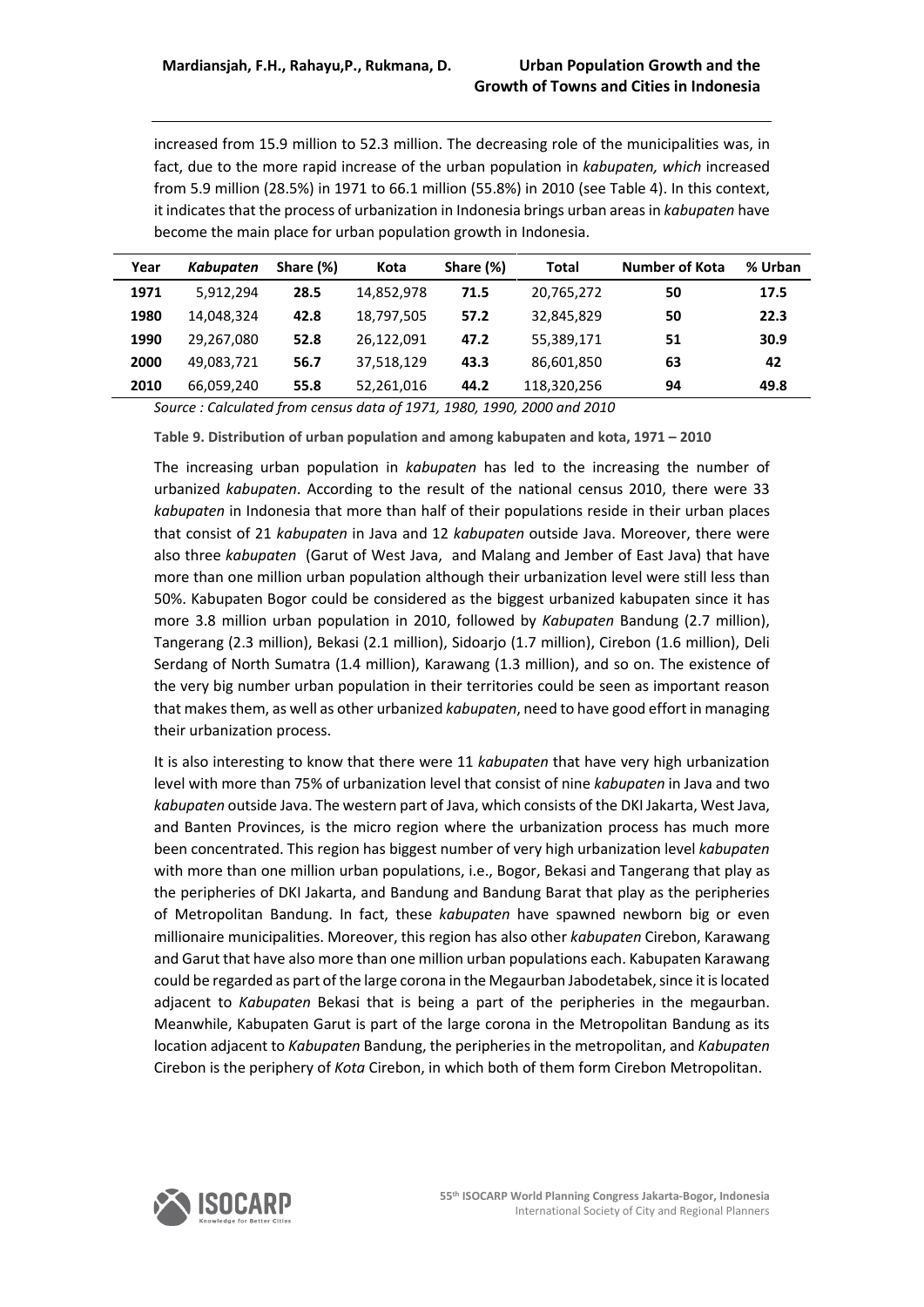increased from 15.9 million to 52.3 million. The decreasing role of the municipalities was, in fact, due to the more rapid increase of the urban population in *kabupaten, which* increased from 5.9 million (28.5%) in 1971 to 66.1 million (55.8%) in 2010 (see Table 4). In this context, it indicates that the process of urbanization in Indonesia brings urban areas in *kabupaten* have become the main place for urban population growth in Indonesia.

| Year | *Kabupaten* | Share (%) | Kota | Share (%) | Total | Number of Kota | % Urban |
|---|---|---|---|---|---|---|---|
| **1971** | 5,912,294 | **28.5** | 14,852,978 | **71.5** | 20,765,272 | **50** | **17.5** |
| **1980** | 14,048,324 | **42.8** | 18,797,505 | **57.2** | 32,845,829 | **50** | **22.3** |
| **1990** | 29,267,080 | **52.8** | 26,122,091 | **47.2** | 55,389,171 | **51** | **30.9** |
| **2000** | 49,083,721 | **56.7** | 37,518,129 | **43.3** | 86,601,850 | **63** | **42** |
| **2010** | 66,059,240 | **55.8** | 52,261,016 | **44.2** | 118,320,256 | **94** | **49.8** |

*Source : Calculated from census data of 1971, 1980, 1990, 2000 and 2010*

**Table 9. Distribution of urban population and among kabupaten and kota, 1971 – 2010**

The increasing urban population in *kabupaten* has led to the increasing the number of urbanized *kabupaten*. According to the result of the national census 2010, there were 33 *kabupaten* in Indonesia that more than half of their populations reside in their urban places that consist of 21 *kabupaten* in Java and 12 *kabupaten* outside Java. Moreover, there were also three *kabupaten* (Garut of West Java, and Malang and Jember of East Java) that have more than one million urban population although their urbanization level were still less than 50%. Kabupaten Bogor could be considered as the biggest urbanized kabupaten since it has more 3.8 million urban population in 2010, followed by *Kabupaten* Bandung (2.7 million), Tangerang (2.3 million), Bekasi (2.1 million), Sidoarjo (1.7 million), Cirebon (1.6 million), Deli Serdang of North Sumatra (1.4 million), Karawang (1.3 million), and so on. The existence of the very big number urban population in their territories could be seen as important reason that makes them, as well as other urbanized *kabupaten*, need to have good effort in managing their urbanization process.

It is also interesting to know that there were 11 *kabupaten* that have very high urbanization level with more than 75% of urbanization level that consist of nine *kabupaten* in Java and two *kabupaten* outside Java. The western part of Java, which consists of the DKI Jakarta, West Java, and Banten Provinces, is the micro region where the urbanization process has much more been concentrated. This region has biggest number of very high urbanization level *kabupaten* with more than one million urban populations, i.e., Bogor, Bekasi and Tangerang that play as the peripheries of DKI Jakarta, and Bandung and Bandung Barat that play as the peripheries of Metropolitan Bandung. In fact, these *kabupaten* have spawned newborn big or even millionaire municipalities. Moreover, this region has also other *kabupaten* Cirebon, Karawang and Garut that have also more than one million urban populations each. Kabupaten Karawang could be regarded as part of the large corona in the Megaurban Jabodetabek, since it is located adjacent to *Kabupaten* Bekasi that is being a part of the peripheries in the megaurban. Meanwhile, Kabupaten Garut is part of the large corona in the Metropolitan Bandung as its location adjacent to *Kabupaten* Bandung, the peripheries in the metropolitan, and *Kabupaten* Cirebon is the periphery of *Kota* Cirebon, in which both of them form Cirebon Metropolitan.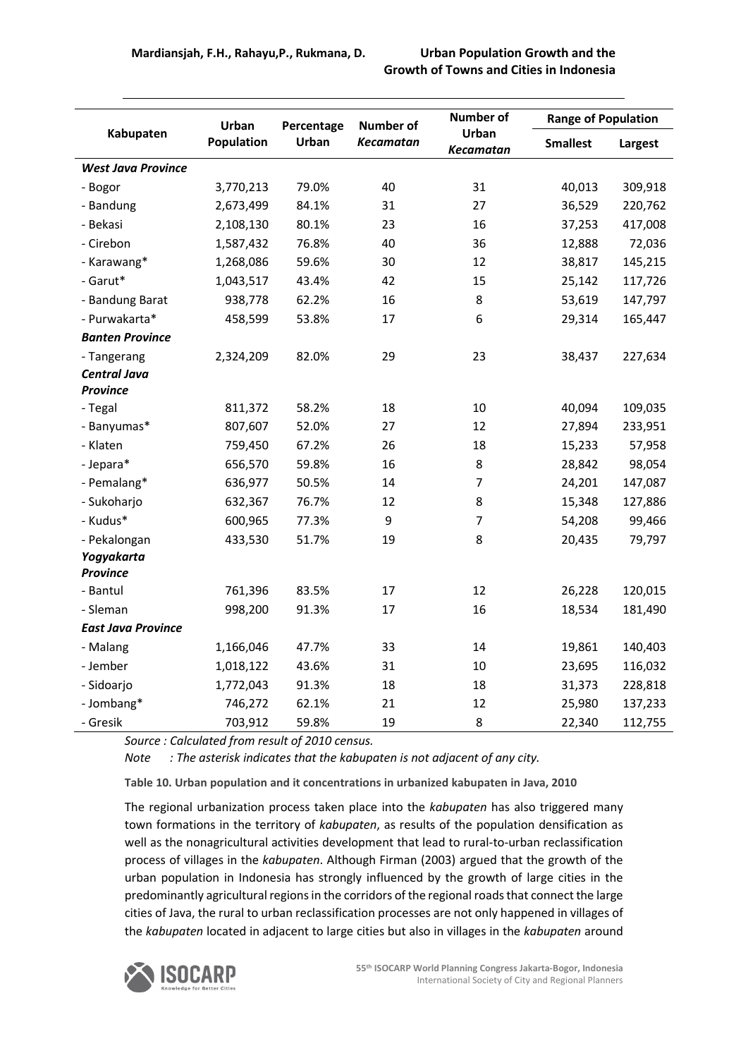| Kabupaten | Urban Population | Percentage Urban | Number of *Kecamatan* | Number of Urban *Kecamatan* | Range of Population | |
|---|---|---|---|---|---|---|
| | | | | | Smallest | Largest |
| ***West Java Province*** | | | | | | |
| - Bogor | 3,770,213 | 79.0% | 40 | 31 | 40,013 | 309,918 |
| - Bandung | 2,673,499 | 84.1% | 31 | 27 | 36,529 | 220,762 |
| - Bekasi | 2,108,130 | 80.1% | 23 | 16 | 37,253 | 417,008 |
| - Cirebon | 1,587,432 | 76.8% | 40 | 36 | 12,888 | 72,036 |
| - Karawang* | 1,268,086 | 59.6% | 30 | 12 | 38,817 | 145,215 |
| - Garut* | 1,043,517 | 43.4% | 42 | 15 | 25,142 | 117,726 |
| - Bandung Barat | 938,778 | 62.2% | 16 | 8 | 53,619 | 147,797 |
| - Purwakarta* | 458,599 | 53.8% | 17 | 6 | 29,314 | 165,447 |
| ***Banten Province*** | | | | | | |
| - Tangerang | 2,324,209 | 82.0% | 29 | 23 | 38,437 | 227,634 |
| ***Central Java Province*** | | | | | | |
| - Tegal | 811,372 | 58.2% | 18 | 10 | 40,094 | 109,035 |
| - Banyumas* | 807,607 | 52.0% | 27 | 12 | 27,894 | 233,951 |
| - Klaten | 759,450 | 67.2% | 26 | 18 | 15,233 | 57,958 |
| - Jepara* | 656,570 | 59.8% | 16 | 8 | 28,842 | 98,054 |
| - Pemalang* | 636,977 | 50.5% | 14 | 7 | 24,201 | 147,087 |
| - Sukoharjo | 632,367 | 76.7% | 12 | 8 | 15,348 | 127,886 |
| - Kudus* | 600,965 | 77.3% | 9 | 7 | 54,208 | 99,466 |
| - Pekalongan | 433,530 | 51.7% | 19 | 8 | 20,435 | 79,797 |
| ***Yogyakarta Province*** | | | | | | |
| - Bantul | 761,396 | 83.5% | 17 | 12 | 26,228 | 120,015 |
| - Sleman | 998,200 | 91.3% | 17 | 16 | 18,534 | 181,490 |
| ***East Java Province*** | | | | | | |
| - Malang | 1,166,046 | 47.7% | 33 | 14 | 19,861 | 140,403 |
| - Jember | 1,018,122 | 43.6% | 31 | 10 | 23,695 | 116,032 |
| - Sidoarjo | 1,772,043 | 91.3% | 18 | 18 | 31,373 | 228,818 |
| - Jombang* | 746,272 | 62.1% | 21 | 12 | 25,980 | 137,233 |
| - Gresik | 703,912 | 59.8% | 19 | 8 | 22,340 | 112,755 |

*Source : Calculated from result of 2010 census.*

*Note : The asterisk indicates that the kabupaten is not adjacent of any city.*

**Table 10. Urban population and it concentrations in urbanized kabupaten in Java, 2010**

The regional urbanization process taken place into the *kabupaten* has also triggered many town formations in the territory of *kabupaten*, as results of the population densification as well as the nonagricultural activities development that lead to rural-to-urban reclassification process of villages in the *kabupaten*. Although Firman (2003) argued that the growth of the urban population in Indonesia has strongly influenced by the growth of large cities in the predominantly agricultural regions in the corridors of the regional roads that connect the large cities of Java, the rural to urban reclassification processes are not only happened in villages of the *kabupaten* located in adjacent to large cities but also in villages in the *kabupaten* around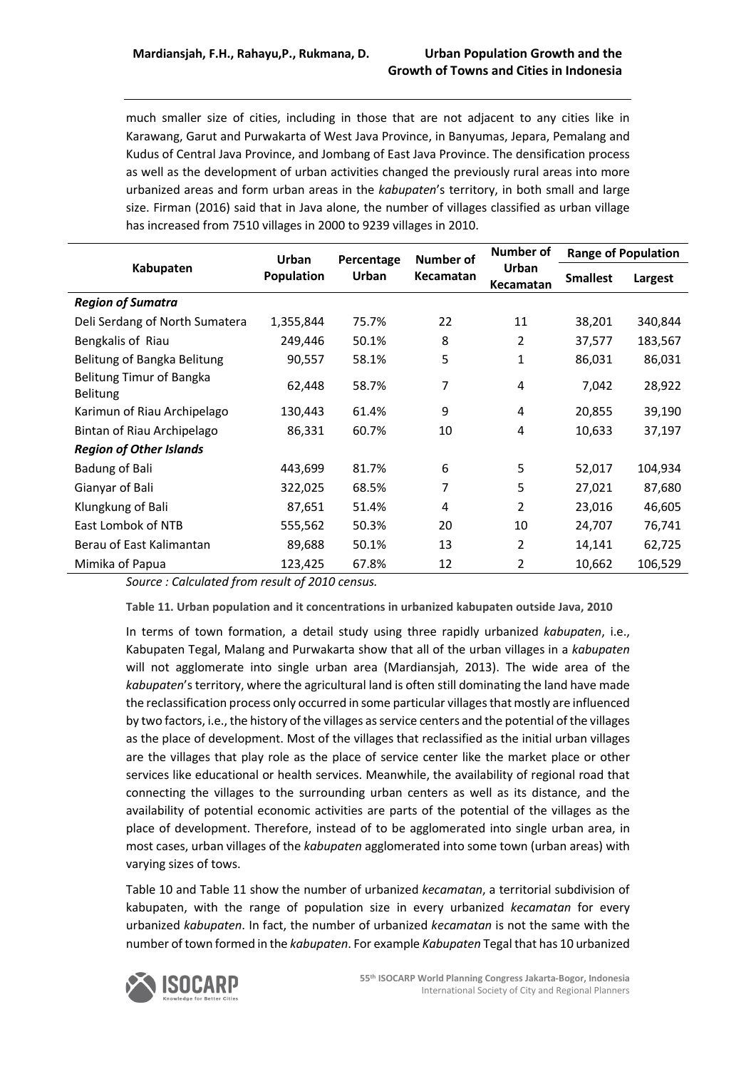much smaller size of cities, including in those that are not adjacent to any cities like in Karawang, Garut and Purwakarta of West Java Province, in Banyumas, Jepara, Pemalang and Kudus of Central Java Province, and Jombang of East Java Province. The densification process as well as the development of urban activities changed the previously rural areas into more urbanized areas and form urban areas in the *kabupaten*'s territory, in both small and large size. Firman (2016) said that in Java alone, the number of villages classified as urban village has increased from 7510 villages in 2000 to 9239 villages in 2010.

| Kabupaten | Urban Population | Percentage Urban | Number of Kecamatan | Number of Urban Kecamatan | Range of Population | |
|---|---|---|---|---|---|---|
| | | | | | Smallest | Largest |
| ***Region of Sumatra*** | | | | | | |
| Deli Serdang of North Sumatera | 1,355,844 | 75.7% | 22 | 11 | 38,201 | 340,844 |
| Bengkalis of Riau | 249,446 | 50.1% | 8 | 2 | 37,577 | 183,567 |
| Belitung of Bangka Belitung | 90,557 | 58.1% | 5 | 1 | 86,031 | 86,031 |
| Belitung Timur of Bangka Belitung | 62,448 | 58.7% | 7 | 4 | 7,042 | 28,922 |
| Karimun of Riau Archipelago | 130,443 | 61.4% | 9 | 4 | 20,855 | 39,190 |
| Bintan of Riau Archipelago | 86,331 | 60.7% | 10 | 4 | 10,633 | 37,197 |
| ***Region of Other Islands*** | | | | | | |
| Badung of Bali | 443,699 | 81.7% | 6 | 5 | 52,017 | 104,934 |
| Gianyar of Bali | 322,025 | 68.5% | 7 | 5 | 27,021 | 87,680 |
| Klungkung of Bali | 87,651 | 51.4% | 4 | 2 | 23,016 | 46,605 |
| East Lombok of NTB | 555,562 | 50.3% | 20 | 10 | 24,707 | 76,741 |
| Berau of East Kalimantan | 89,688 | 50.1% | 13 | 2 | 14,141 | 62,725 |
| Mimika of Papua | 123,425 | 67.8% | 12 | 2 | 10,662 | 106,529 |

*Source : Calculated from result of 2010 census.*

**Table 11. Urban population and it concentrations in urbanized kabupaten outside Java, 2010**

In terms of town formation, a detail study using three rapidly urbanized *kabupaten*, i.e., Kabupaten Tegal, Malang and Purwakarta show that all of the urban villages in a *kabupaten* will not agglomerate into single urban area (Mardiansjah, 2013). The wide area of the *kabupaten*'s territory, where the agricultural land is often still dominating the land have made the reclassification process only occurred in some particular villages that mostly are influenced by two factors, i.e., the history of the villages as service centers and the potential of the villages as the place of development. Most of the villages that reclassified as the initial urban villages are the villages that play role as the place of service center like the market place or other services like educational or health services. Meanwhile, the availability of regional road that connecting the villages to the surrounding urban centers as well as its distance, and the availability of potential economic activities are parts of the potential of the villages as the place of development. Therefore, instead of to be agglomerated into single urban area, in most cases, urban villages of the *kabupaten* agglomerated into some town (urban areas) with varying sizes of tows.

Table 10 and Table 11 show the number of urbanized *kecamatan*, a territorial subdivision of kabupaten, with the range of population size in every urbanized *kecamatan* for every urbanized *kabupaten*. In fact, the number of urbanized *kecamatan* is not the same with the number of town formed in the *kabupaten*. For example *Kabupaten* Tegal that has 10 urbanized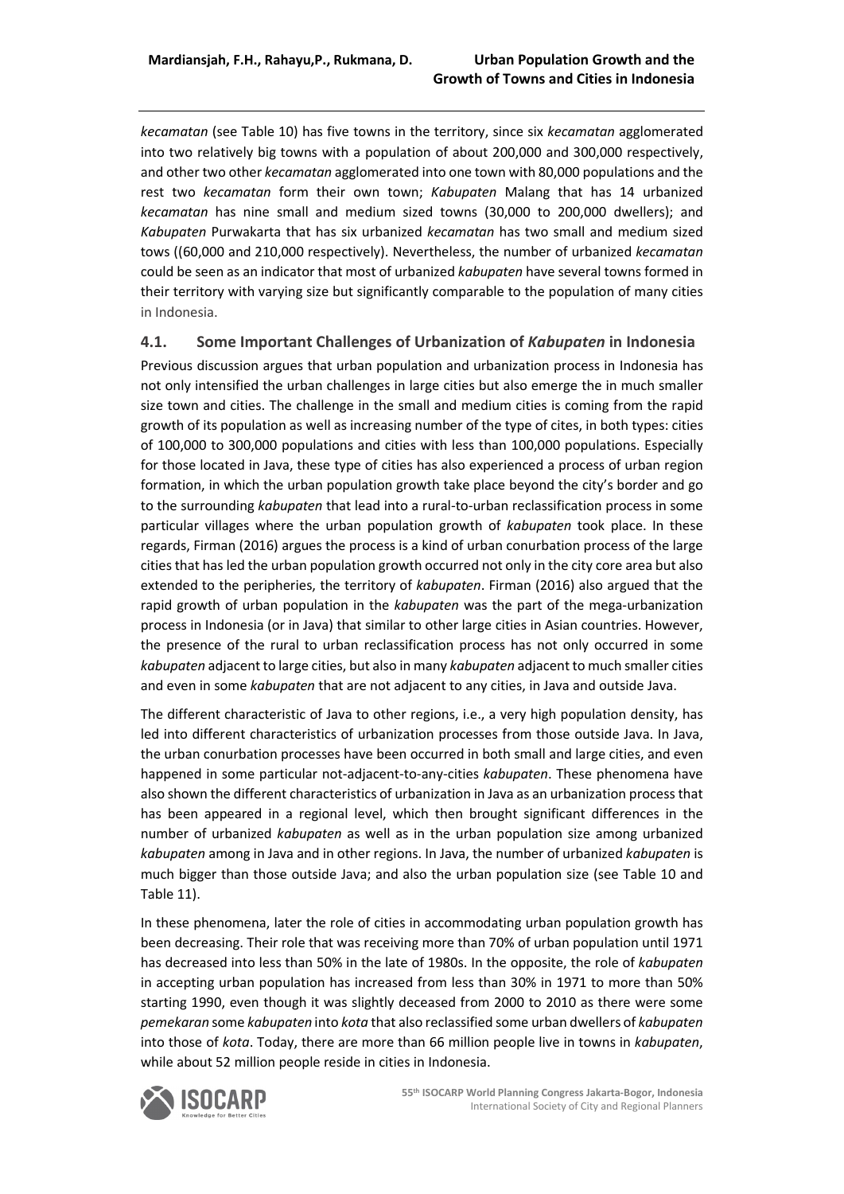*kecamatan* (see Table 10) has five towns in the territory, since six *kecamatan* agglomerated into two relatively big towns with a population of about 200,000 and 300,000 respectively, and other two other *kecamatan* agglomerated into one town with 80,000 populations and the rest two *kecamatan* form their own town; *Kabupaten* Malang that has 14 urbanized *kecamatan* has nine small and medium sized towns (30,000 to 200,000 dwellers); and *Kabupaten* Purwakarta that has six urbanized *kecamatan* has two small and medium sized tows ((60,000 and 210,000 respectively). Nevertheless, the number of urbanized *kecamatan* could be seen as an indicator that most of urbanized *kabupaten* have several towns formed in their territory with varying size but significantly comparable to the population of many cities in Indonesia.

## 4.1. Some Important Challenges of Urbanization of *Kabupaten* in Indonesia

Previous discussion argues that urban population and urbanization process in Indonesia has not only intensified the urban challenges in large cities but also emerge the in much smaller size town and cities. The challenge in the small and medium cities is coming from the rapid growth of its population as well as increasing number of the type of cites, in both types: cities of 100,000 to 300,000 populations and cities with less than 100,000 populations. Especially for those located in Java, these type of cities has also experienced a process of urban region formation, in which the urban population growth take place beyond the city's border and go to the surrounding *kabupaten* that lead into a rural-to-urban reclassification process in some particular villages where the urban population growth of *kabupaten* took place. In these regards, Firman (2016) argues the process is a kind of urban conurbation process of the large cities that has led the urban population growth occurred not only in the city core area but also extended to the peripheries, the territory of *kabupaten*. Firman (2016) also argued that the rapid growth of urban population in the *kabupaten* was the part of the mega-urbanization process in Indonesia (or in Java) that similar to other large cities in Asian countries. However, the presence of the rural to urban reclassification process has not only occurred in some *kabupaten* adjacent to large cities, but also in many *kabupaten* adjacent to much smaller cities and even in some *kabupaten* that are not adjacent to any cities, in Java and outside Java.

The different characteristic of Java to other regions, i.e., a very high population density, has led into different characteristics of urbanization processes from those outside Java. In Java, the urban conurbation processes have been occurred in both small and large cities, and even happened in some particular not-adjacent-to-any-cities *kabupaten*. These phenomena have also shown the different characteristics of urbanization in Java as an urbanization process that has been appeared in a regional level, which then brought significant differences in the number of urbanized *kabupaten* as well as in the urban population size among urbanized *kabupaten* among in Java and in other regions. In Java, the number of urbanized *kabupaten* is much bigger than those outside Java; and also the urban population size (see Table 10 and Table 11).

In these phenomena, later the role of cities in accommodating urban population growth has been decreasing. Their role that was receiving more than 70% of urban population until 1971 has decreased into less than 50% in the late of 1980s. In the opposite, the role of *kabupaten* in accepting urban population has increased from less than 30% in 1971 to more than 50% starting 1990, even though it was slightly deceased from 2000 to 2010 as there were some *pemekaran* some *kabupaten* into *kota* that also reclassified some urban dwellers of *kabupaten* into those of *kota*. Today, there are more than 66 million people live in towns in *kabupaten*, while about 52 million people reside in cities in Indonesia.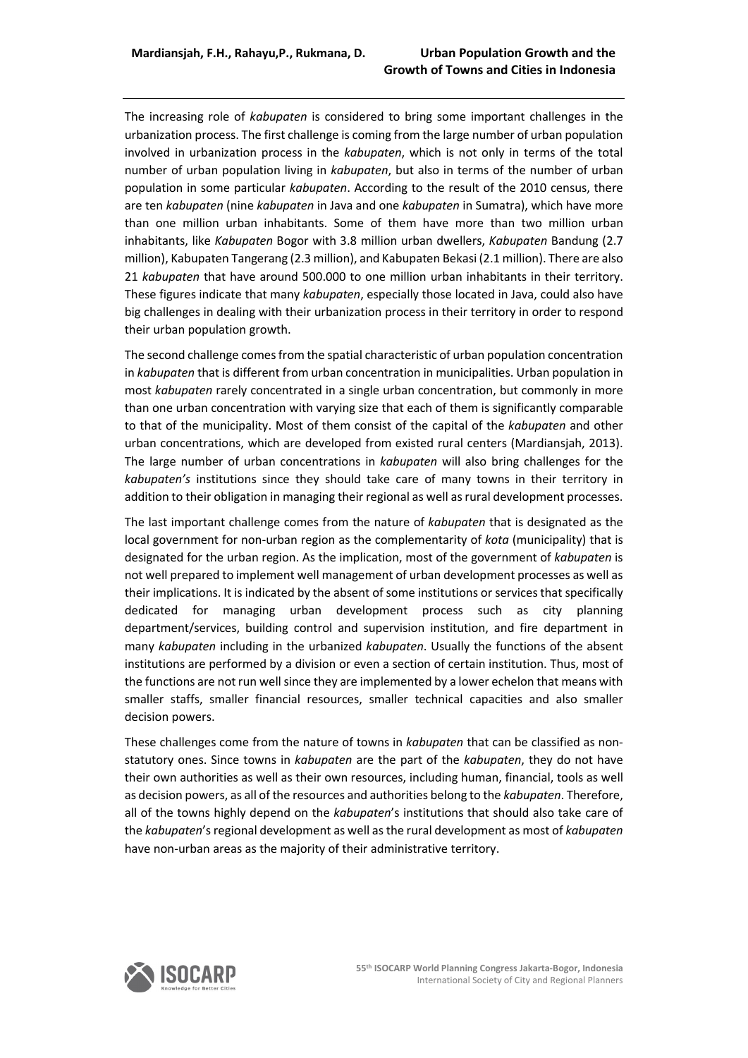The increasing role of *kabupaten* is considered to bring some important challenges in the urbanization process. The first challenge is coming from the large number of urban population involved in urbanization process in the *kabupaten*, which is not only in terms of the total number of urban population living in *kabupaten*, but also in terms of the number of urban population in some particular *kabupaten*. According to the result of the 2010 census, there are ten *kabupaten* (nine *kabupaten* in Java and one *kabupaten* in Sumatra), which have more than one million urban inhabitants. Some of them have more than two million urban inhabitants, like *Kabupaten* Bogor with 3.8 million urban dwellers, *Kabupaten* Bandung (2.7 million), Kabupaten Tangerang (2.3 million), and Kabupaten Bekasi (2.1 million). There are also 21 *kabupaten* that have around 500.000 to one million urban inhabitants in their territory. These figures indicate that many *kabupaten*, especially those located in Java, could also have big challenges in dealing with their urbanization process in their territory in order to respond their urban population growth.

The second challenge comes from the spatial characteristic of urban population concentration in *kabupaten* that is different from urban concentration in municipalities. Urban population in most *kabupaten* rarely concentrated in a single urban concentration, but commonly in more than one urban concentration with varying size that each of them is significantly comparable to that of the municipality. Most of them consist of the capital of the *kabupaten* and other urban concentrations, which are developed from existed rural centers (Mardiansjah, 2013). The large number of urban concentrations in *kabupaten* will also bring challenges for the *kabupaten's* institutions since they should take care of many towns in their territory in addition to their obligation in managing their regional as well as rural development processes.

The last important challenge comes from the nature of *kabupaten* that is designated as the local government for non-urban region as the complementarity of *kota* (municipality) that is designated for the urban region. As the implication, most of the government of *kabupaten* is not well prepared to implement well management of urban development processes as well as their implications. It is indicated by the absent of some institutions or services that specifically dedicated for managing urban development process such as city planning department/services, building control and supervision institution, and fire department in many *kabupaten* including in the urbanized *kabupaten*. Usually the functions of the absent institutions are performed by a division or even a section of certain institution. Thus, most of the functions are not run well since they are implemented by a lower echelon that means with smaller staffs, smaller financial resources, smaller technical capacities and also smaller decision powers.

These challenges come from the nature of towns in *kabupaten* that can be classified as non-statutory ones. Since towns in *kabupaten* are the part of the *kabupaten*, they do not have their own authorities as well as their own resources, including human, financial, tools as well as decision powers, as all of the resources and authorities belong to the *kabupaten*. Therefore, all of the towns highly depend on the *kabupaten*'s institutions that should also take care of the *kabupaten*'s regional development as well as the rural development as most of *kabupaten* have non-urban areas as the majority of their administrative territory.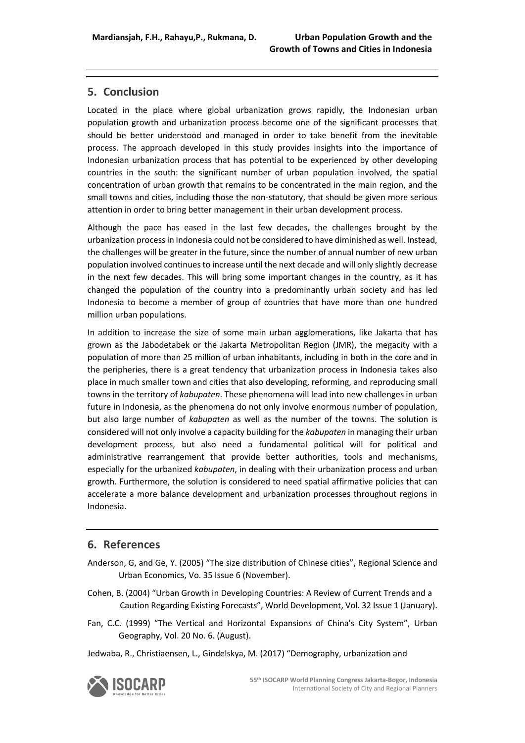## 5. Conclusion

Located in the place where global urbanization grows rapidly, the Indonesian urban population growth and urbanization process become one of the significant processes that should be better understood and managed in order to take benefit from the inevitable process. The approach developed in this study provides insights into the importance of Indonesian urbanization process that has potential to be experienced by other developing countries in the south: the significant number of urban population involved, the spatial concentration of urban growth that remains to be concentrated in the main region, and the small towns and cities, including those the non-statutory, that should be given more serious attention in order to bring better management in their urban development process.

Although the pace has eased in the last few decades, the challenges brought by the urbanization process in Indonesia could not be considered to have diminished as well. Instead, the challenges will be greater in the future, since the number of annual number of new urban population involved continues to increase until the next decade and will only slightly decrease in the next few decades. This will bring some important changes in the country, as it has changed the population of the country into a predominantly urban society and has led Indonesia to become a member of group of countries that have more than one hundred million urban populations.

In addition to increase the size of some main urban agglomerations, like Jakarta that has grown as the Jabodetabek or the Jakarta Metropolitan Region (JMR), the megacity with a population of more than 25 million of urban inhabitants, including in both in the core and in the peripheries, there is a great tendency that urbanization process in Indonesia takes also place in much smaller town and cities that also developing, reforming, and reproducing small towns in the territory of *kabupaten*. These phenomena will lead into new challenges in urban future in Indonesia, as the phenomena do not only involve enormous number of population, but also large number of *kabupaten* as well as the number of the towns. The solution is considered will not only involve a capacity building for the *kabupaten* in managing their urban development process, but also need a fundamental political will for political and administrative rearrangement that provide better authorities, tools and mechanisms, especially for the urbanized *kabupaten*, in dealing with their urbanization process and urban growth. Furthermore, the solution is considered to need spatial affirmative policies that can accelerate a more balance development and urbanization processes throughout regions in Indonesia.

## 6. References

Anderson, G, and Ge, Y. (2005) "The size distribution of Chinese cities", Regional Science and Urban Economics, Vo. 35 Issue 6 (November).

Cohen, B. (2004) "Urban Growth in Developing Countries: A Review of Current Trends and a Caution Regarding Existing Forecasts", World Development, Vol. 32 Issue 1 (January).

Fan, C.C. (1999) "The Vertical and Horizontal Expansions of China's City System", Urban Geography, Vol. 20 No. 6. (August).

Jedwaba, R., Christiaensen, L., Gindelskya, M. (2017) "Demography, urbanization and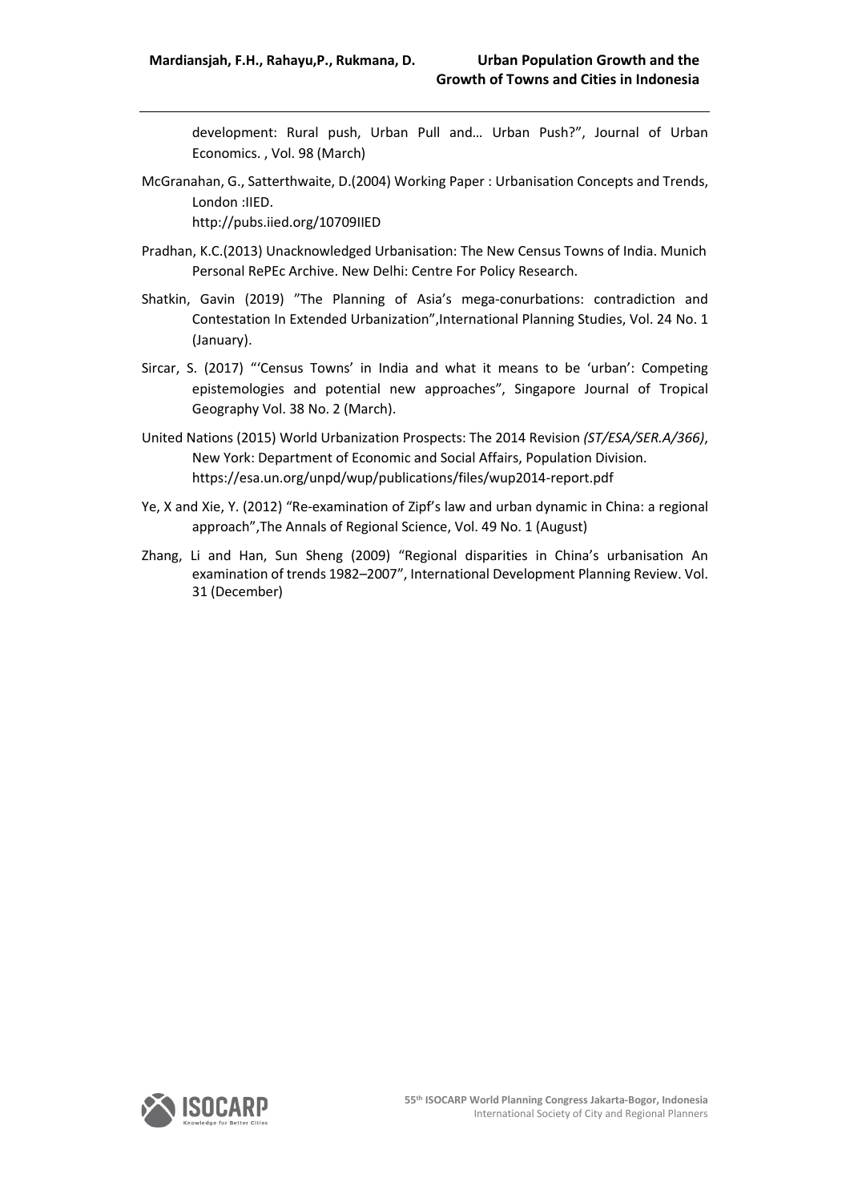development: Rural push, Urban Pull and… Urban Push?", Journal of Urban Economics. , Vol. 98 (March)

McGranahan, G., Satterthwaite, D.(2004) Working Paper : Urbanisation Concepts and Trends, London :IIED.
http://pubs.iied.org/10709IIED

Pradhan, K.C.(2013) Unacknowledged Urbanisation: The New Census Towns of India. Munich Personal RePEc Archive. New Delhi: Centre For Policy Research.

Shatkin, Gavin (2019) "The Planning of Asia's mega-conurbations: contradiction and Contestation In Extended Urbanization",International Planning Studies, Vol. 24 No. 1 (January).

Sircar, S. (2017) "'Census Towns' in India and what it means to be 'urban': Competing epistemologies and potential new approaches", Singapore Journal of Tropical Geography Vol. 38 No. 2 (March).

United Nations (2015) World Urbanization Prospects: The 2014 Revision *(ST/ESA/SER.A/366)*, New York: Department of Economic and Social Affairs, Population Division.
https://esa.un.org/unpd/wup/publications/files/wup2014-report.pdf

Ye, X and Xie, Y. (2012) "Re-examination of Zipf's law and urban dynamic in China: a regional approach",The Annals of Regional Science, Vol. 49 No. 1 (August)

Zhang, Li and Han, Sun Sheng (2009) "Regional disparities in China's urbanisation An examination of trends 1982–2007", International Development Planning Review. Vol. 31 (December)